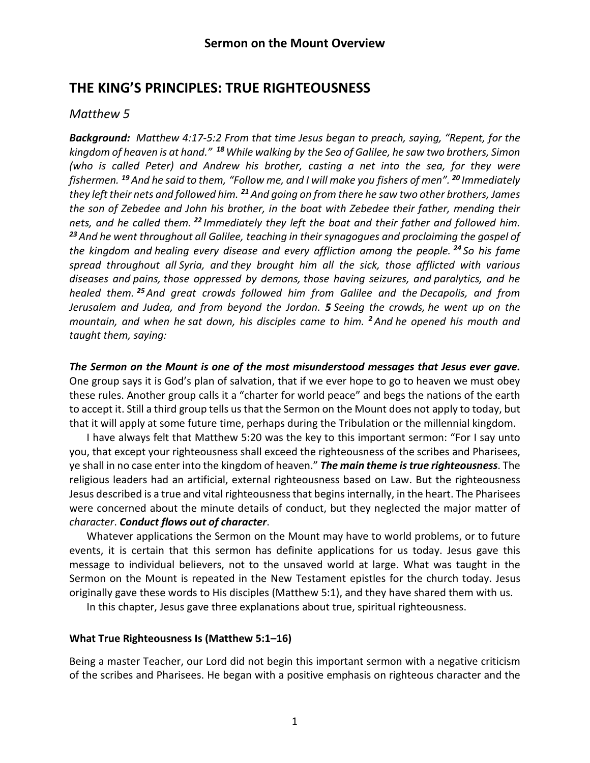# Sermon on the Mount Overview

## THE KING'S PRINCIPLES: TRUE RIGHTEOUSNESS

### *Matthew 5*

***Background:*** *Matthew 4:17-5:2 From that time Jesus began to preach, saying, "Repent, for the kingdom of heaven is at hand."* ***[18]*** *While walking by the Sea of Galilee, he saw two brothers, Simon (who is called Peter) and Andrew his brother, casting a net into the sea, for they were fishermen.* ***[19]*** *And he said to them, "Follow me, and I will make you fishers of men".* ***[20]*** *Immediately they left their nets and followed him.* ***[21]*** *And going on from there he saw two other brothers, James the son of Zebedee and John his brother, in the boat with Zebedee their father, mending their nets, and he called them.* ***[22]*** *Immediately they left the boat and their father and followed him.* ***[23]*** *And he went throughout all Galilee, teaching in their synagogues and proclaiming the gospel of the kingdom and healing every disease and every affliction among the people.* ***[24]*** *So his fame spread throughout all Syria, and they brought him all the sick, those afflicted with various diseases and pains, those oppressed by demons, those having seizures, and paralytics, and he healed them.* ***[25]*** *And great crowds followed him from Galilee and the Decapolis, and from Jerusalem and Judea, and from beyond the Jordan.* ***5*** *Seeing the crowds, he went up on the mountain, and when he sat down, his disciples came to him.* ***[2]*** *And he opened his mouth and taught them, saying:*

***The Sermon on the Mount is one of the most misunderstood messages that Jesus ever gave.*** One group says it is God's plan of salvation, that if we ever hope to go to heaven we must obey these rules. Another group calls it a "charter for world peace" and begs the nations of the earth to accept it. Still a third group tells us that the Sermon on the Mount does not apply to today, but that it will apply at some future time, perhaps during the Tribulation or the millennial kingdom.

I have always felt that Matthew 5:20 was the key to this important sermon: "For I say unto you, that except your righteousness shall exceed the righteousness of the scribes and Pharisees, ye shall in no case enter into the kingdom of heaven." ***The main theme is true righteousness***. The religious leaders had an artificial, external righteousness based on Law. But the righteousness Jesus described is a true and vital righteousness that begins internally, in the heart. The Pharisees were concerned about the minute details of conduct, but they neglected the major matter of *character*. ***Conduct flows out of character***.

Whatever applications the Sermon on the Mount may have to world problems, or to future events, it is certain that this sermon has definite applications for us today. Jesus gave this message to individual believers, not to the unsaved world at large. What was taught in the Sermon on the Mount is repeated in the New Testament epistles for the church today. Jesus originally gave these words to His disciples (Matthew 5:1), and they have shared them with us.

In this chapter, Jesus gave three explanations about true, spiritual righteousness.

#### What True Righteousness Is (Matthew 5:1–16)

Being a master Teacher, our Lord did not begin this important sermon with a negative criticism of the scribes and Pharisees. He began with a positive emphasis on righteous character and the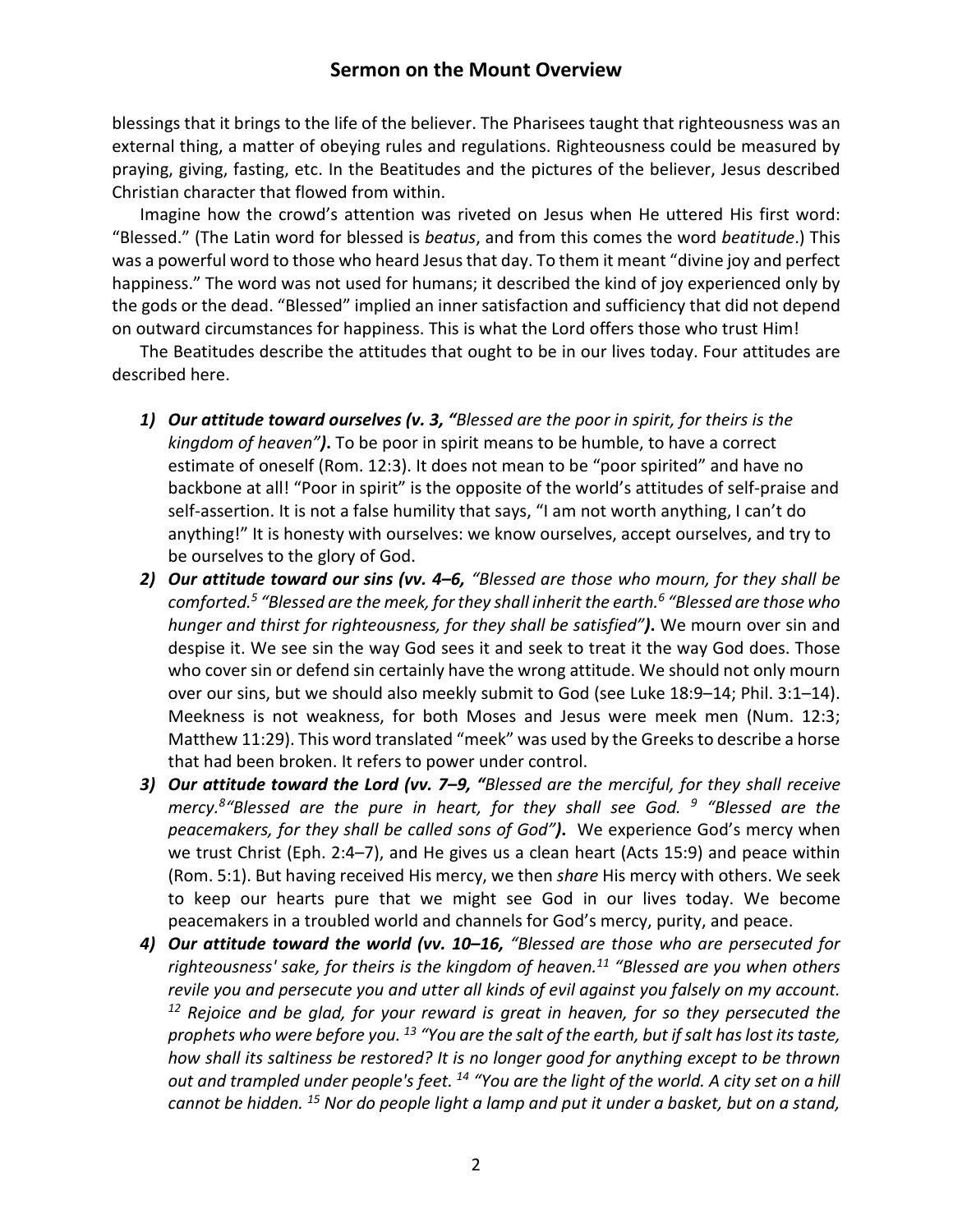blessings that it brings to the life of the believer. The Pharisees taught that righteousness was an external thing, a matter of obeying rules and regulations. Righteousness could be measured by praying, giving, fasting, etc. In the Beatitudes and the pictures of the believer, Jesus described Christian character that flowed from within.

Imagine how the crowd's attention was riveted on Jesus when He uttered His first word: "Blessed." (The Latin word for blessed is *beatus*, and from this comes the word *beatitude*.) This was a powerful word to those who heard Jesus that day. To them it meant "divine joy and perfect happiness." The word was not used for humans; it described the kind of joy experienced only by the gods or the dead. "Blessed" implied an inner satisfaction and sufficiency that did not depend on outward circumstances for happiness. This is what the Lord offers those who trust Him!

The Beatitudes describe the attitudes that ought to be in our lives today. Four attitudes are described here.

1) ***Our attitude toward ourselves (v. 3, "****Blessed are the poor in spirit, for theirs is the kingdom of heaven"****).*** To be poor in spirit means to be humble, to have a correct estimate of oneself (Rom. 12:3). It does not mean to be "poor spirited" and have no backbone at all! "Poor in spirit" is the opposite of the world's attitudes of self-praise and self-assertion. It is not a false humility that says, "I am not worth anything, I can't do anything!" It is honesty with ourselves: we know ourselves, accept ourselves, and try to be ourselves to the glory of God.
2) ***Our attitude toward our sins (vv. 4–6,*** *"Blessed are those who mourn, for they shall be comforted.[5] "Blessed are the meek, for they shall inherit the earth.[6] "Blessed are those who hunger and thirst for righteousness, for they shall be satisfied"****).*** We mourn over sin and despise it. We see sin the way God sees it and seek to treat it the way God does. Those who cover sin or defend sin certainly have the wrong attitude. We should not only mourn over our sins, but we should also meekly submit to God (see Luke 18:9–14; Phil. 3:1–14). Meekness is not weakness, for both Moses and Jesus were meek men (Num. 12:3; Matthew 11:29). This word translated "meek" was used by the Greeks to describe a horse that had been broken. It refers to power under control.
3) ***Our attitude toward the Lord (vv. 7–9, "****Blessed are the merciful, for they shall receive mercy.[8] "Blessed are the pure in heart, for they shall see God. [9] "Blessed are the peacemakers, for they shall be called sons of God"****).*** We experience God's mercy when we trust Christ (Eph. 2:4–7), and He gives us a clean heart (Acts 15:9) and peace within (Rom. 5:1). But having received His mercy, we then *share* His mercy with others. We seek to keep our hearts pure that we might see God in our lives today. We become peacemakers in a troubled world and channels for God's mercy, purity, and peace.
4) ***Our attitude toward the world (vv. 10–16,*** *"Blessed are those who are persecuted for righteousness' sake, for theirs is the kingdom of heaven.[11] "Blessed are you when others revile you and persecute you and utter all kinds of evil against you falsely on my account. [12] Rejoice and be glad, for your reward is great in heaven, for so they persecuted the prophets who were before you. [13] "You are the salt of the earth, but if salt has lost its taste, how shall its saltiness be restored? It is no longer good for anything except to be thrown out and trampled under people's feet. [14] "You are the light of the world. A city set on a hill cannot be hidden. [15] Nor do people light a lamp and put it under a basket, but on a stand,*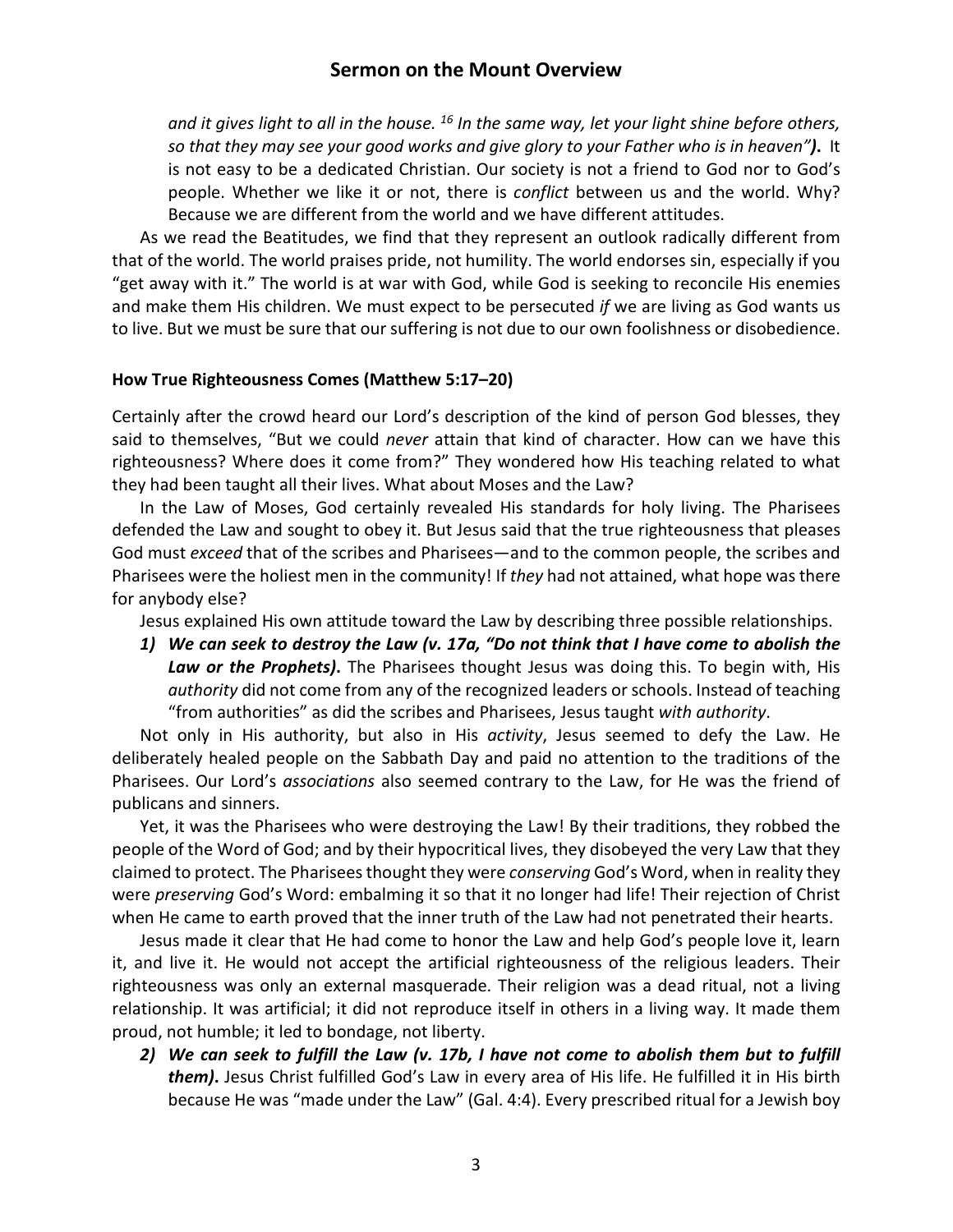*and it gives light to all in the house. [16] In the same way, let your light shine before others, so that they may see your good works and give glory to your Father who is in heaven"****).*** It is not easy to be a dedicated Christian. Our society is not a friend to God nor to God's people. Whether we like it or not, there is *conflict* between us and the world. Why? Because we are different from the world and we have different attitudes.

As we read the Beatitudes, we find that they represent an outlook radically different from that of the world. The world praises pride, not humility. The world endorses sin, especially if you "get away with it." The world is at war with God, while God is seeking to reconcile His enemies and make them His children. We must expect to be persecuted *if* we are living as God wants us to live. But we must be sure that our suffering is not due to our own foolishness or disobedience.

**How True Righteousness Comes (Matthew 5:17–20)**

Certainly after the crowd heard our Lord's description of the kind of person God blesses, they said to themselves, "But we could *never* attain that kind of character. How can we have this righteousness? Where does it come from?" They wondered how His teaching related to what they had been taught all their lives. What about Moses and the Law?

In the Law of Moses, God certainly revealed His standards for holy living. The Pharisees defended the Law and sought to obey it. But Jesus said that the true righteousness that pleases God must *exceed* that of the scribes and Pharisees—and to the common people, the scribes and Pharisees were the holiest men in the community! If *they* had not attained, what hope was there for anybody else?

Jesus explained His own attitude toward the Law by describing three possible relationships.

1) ***We can seek to destroy the Law (v. 17a, "Do not think that I have come to abolish the Law or the Prophets).*** The Pharisees thought Jesus was doing this. To begin with, His *authority* did not come from any of the recognized leaders or schools. Instead of teaching "from authorities" as did the scribes and Pharisees, Jesus taught *with authority*.

Not only in His authority, but also in His *activity*, Jesus seemed to defy the Law. He deliberately healed people on the Sabbath Day and paid no attention to the traditions of the Pharisees. Our Lord's *associations* also seemed contrary to the Law, for He was the friend of publicans and sinners.

Yet, it was the Pharisees who were destroying the Law! By their traditions, they robbed the people of the Word of God; and by their hypocritical lives, they disobeyed the very Law that they claimed to protect. The Pharisees thought they were *conserving* God's Word, when in reality they were *preserving* God's Word: embalming it so that it no longer had life! Their rejection of Christ when He came to earth proved that the inner truth of the Law had not penetrated their hearts.

Jesus made it clear that He had come to honor the Law and help God's people love it, learn it, and live it. He would not accept the artificial righteousness of the religious leaders. Their righteousness was only an external masquerade. Their religion was a dead ritual, not a living relationship. It was artificial; it did not reproduce itself in others in a living way. It made them proud, not humble; it led to bondage, not liberty.

2) ***We can seek to fulfill the Law (v. 17b, I have not come to abolish them but to fulfill them).*** Jesus Christ fulfilled God's Law in every area of His life. He fulfilled it in His birth because He was "made under the Law" (Gal. 4:4). Every prescribed ritual for a Jewish boy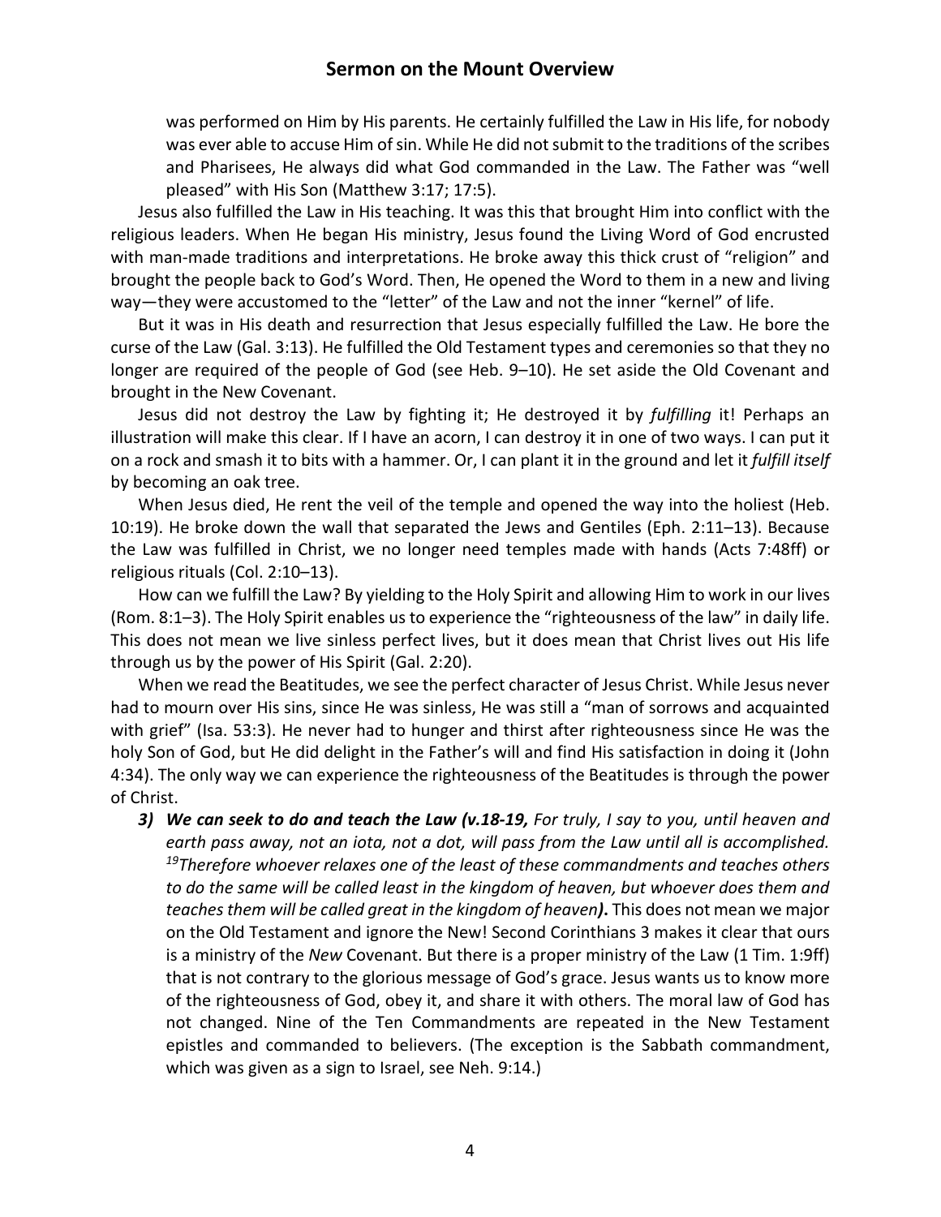was performed on Him by His parents. He certainly fulfilled the Law in His life, for nobody was ever able to accuse Him of sin. While He did not submit to the traditions of the scribes and Pharisees, He always did what God commanded in the Law. The Father was "well pleased" with His Son (Matthew 3:17; 17:5).

Jesus also fulfilled the Law in His teaching. It was this that brought Him into conflict with the religious leaders. When He began His ministry, Jesus found the Living Word of God encrusted with man-made traditions and interpretations. He broke away this thick crust of "religion" and brought the people back to God's Word. Then, He opened the Word to them in a new and living way—they were accustomed to the "letter" of the Law and not the inner "kernel" of life.

But it was in His death and resurrection that Jesus especially fulfilled the Law. He bore the curse of the Law (Gal. 3:13). He fulfilled the Old Testament types and ceremonies so that they no longer are required of the people of God (see Heb. 9–10). He set aside the Old Covenant and brought in the New Covenant.

Jesus did not destroy the Law by fighting it; He destroyed it by *fulfilling* it! Perhaps an illustration will make this clear. If I have an acorn, I can destroy it in one of two ways. I can put it on a rock and smash it to bits with a hammer. Or, I can plant it in the ground and let it *fulfill itself* by becoming an oak tree.

When Jesus died, He rent the veil of the temple and opened the way into the holiest (Heb. 10:19). He broke down the wall that separated the Jews and Gentiles (Eph. 2:11–13). Because the Law was fulfilled in Christ, we no longer need temples made with hands (Acts 7:48ff) or religious rituals (Col. 2:10–13).

How can we fulfill the Law? By yielding to the Holy Spirit and allowing Him to work in our lives (Rom. 8:1–3). The Holy Spirit enables us to experience the "righteousness of the law" in daily life. This does not mean we live sinless perfect lives, but it does mean that Christ lives out His life through us by the power of His Spirit (Gal. 2:20).

When we read the Beatitudes, we see the perfect character of Jesus Christ. While Jesus never had to mourn over His sins, since He was sinless, He was still a "man of sorrows and acquainted with grief" (Isa. 53:3). He never had to hunger and thirst after righteousness since He was the holy Son of God, but He did delight in the Father's will and find His satisfaction in doing it (John 4:34). The only way we can experience the righteousness of the Beatitudes is through the power of Christ.

3) ***We can seek to do and teach the Law (v.18-19,*** *For truly, I say to you, until heaven and earth pass away, not an iota, not a dot, will pass from the Law until all is accomplished. [19]Therefore whoever relaxes one of the least of these commandments and teaches others to do the same will be called least in the kingdom of heaven, but whoever does them and teaches them will be called great in the kingdom of heaven**)***. This does not mean we major on the Old Testament and ignore the New! Second Corinthians 3 makes it clear that ours is a ministry of the *New* Covenant. But there is a proper ministry of the Law (1 Tim. 1:9ff) that is not contrary to the glorious message of God's grace. Jesus wants us to know more of the righteousness of God, obey it, and share it with others. The moral law of God has not changed. Nine of the Ten Commandments are repeated in the New Testament epistles and commanded to believers. (The exception is the Sabbath commandment, which was given as a sign to Israel, see Neh. 9:14.)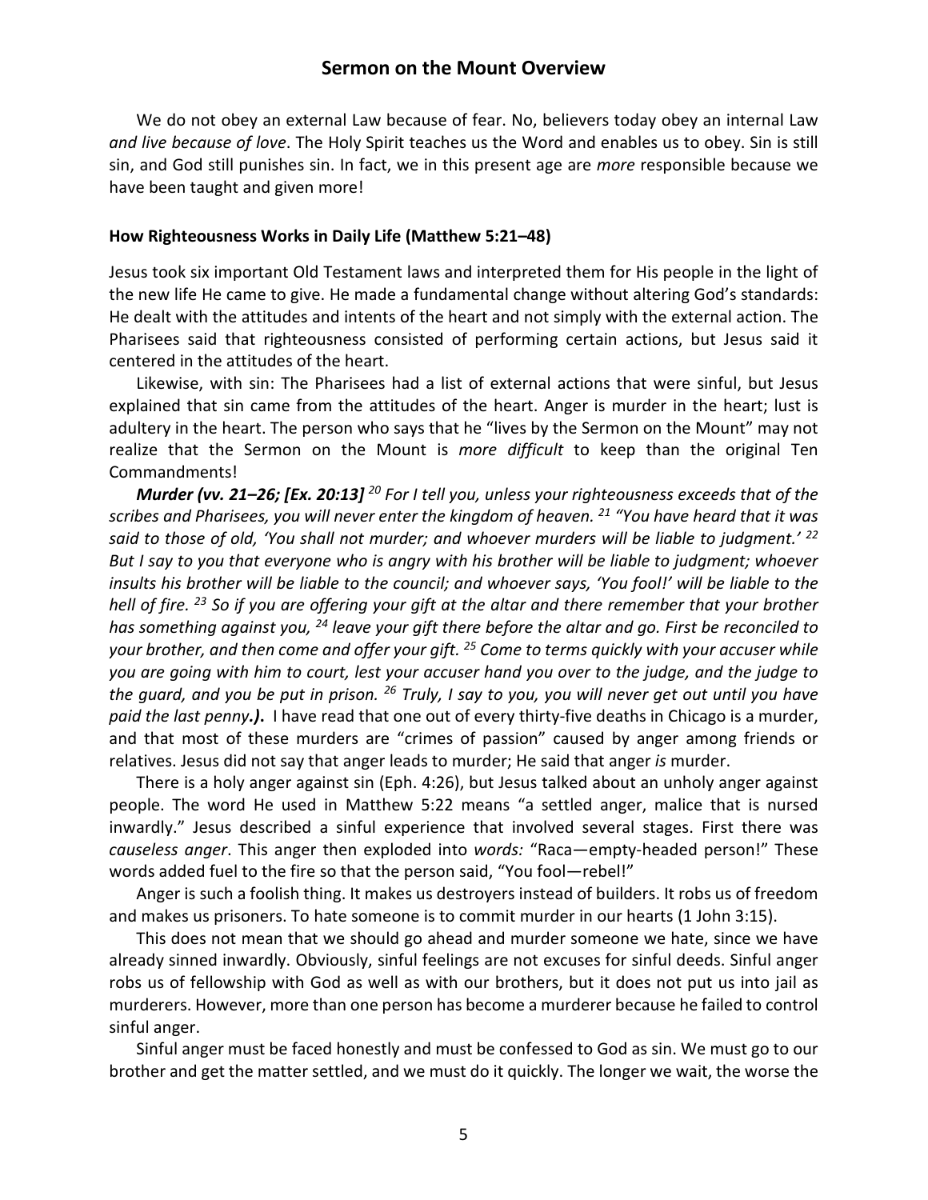We do not obey an external Law because of fear. No, believers today obey an internal Law *and live because of love*. The Holy Spirit teaches us the Word and enables us to obey. Sin is still sin, and God still punishes sin. In fact, we in this present age are *more* responsible because we have been taught and given more!

**How Righteousness Works in Daily Life (Matthew 5:21–48)**

Jesus took six important Old Testament laws and interpreted them for His people in the light of the new life He came to give. He made a fundamental change without altering God's standards: He dealt with the attitudes and intents of the heart and not simply with the external action. The Pharisees said that righteousness consisted of performing certain actions, but Jesus said it centered in the attitudes of the heart.

Likewise, with sin: The Pharisees had a list of external actions that were sinful, but Jesus explained that sin came from the attitudes of the heart. Anger is murder in the heart; lust is adultery in the heart. The person who says that he "lives by the Sermon on the Mount" may not realize that the Sermon on the Mount is *more difficult* to keep than the original Ten Commandments!

***Murder (vv. 21–26; [Ex. 20:13]*** *[20] For I tell you, unless your righteousness exceeds that of the scribes and Pharisees, you will never enter the kingdom of heaven. [21] "You have heard that it was said to those of old, 'You shall not murder; and whoever murders will be liable to judgment.' [22] But I say to you that everyone who is angry with his brother will be liable to judgment; whoever insults his brother will be liable to the council; and whoever says, 'You fool!' will be liable to the hell of fire. [23] So if you are offering your gift at the altar and there remember that your brother has something against you, [24] leave your gift there before the altar and go. First be reconciled to your brother, and then come and offer your gift. [25] Come to terms quickly with your accuser while you are going with him to court, lest your accuser hand you over to the judge, and the judge to the guard, and you be put in prison. [26] Truly, I say to you, you will never get out until you have paid the last penny.**)*** I have read that one out of every thirty-five deaths in Chicago is a murder, and that most of these murders are "crimes of passion" caused by anger among friends or relatives. Jesus did not say that anger leads to murder; He said that anger *is* murder.

There is a holy anger against sin (Eph. 4:26), but Jesus talked about an unholy anger against people. The word He used in Matthew 5:22 means "a settled anger, malice that is nursed inwardly." Jesus described a sinful experience that involved several stages. First there was *causeless anger*. This anger then exploded into *words:* "Raca—empty-headed person!" These words added fuel to the fire so that the person said, "You fool—rebel!"

Anger is such a foolish thing. It makes us destroyers instead of builders. It robs us of freedom and makes us prisoners. To hate someone is to commit murder in our hearts (1 John 3:15).

This does not mean that we should go ahead and murder someone we hate, since we have already sinned inwardly. Obviously, sinful feelings are not excuses for sinful deeds. Sinful anger robs us of fellowship with God as well as with our brothers, but it does not put us into jail as murderers. However, more than one person has become a murderer because he failed to control sinful anger.

Sinful anger must be faced honestly and must be confessed to God as sin. We must go to our brother and get the matter settled, and we must do it quickly. The longer we wait, the worse the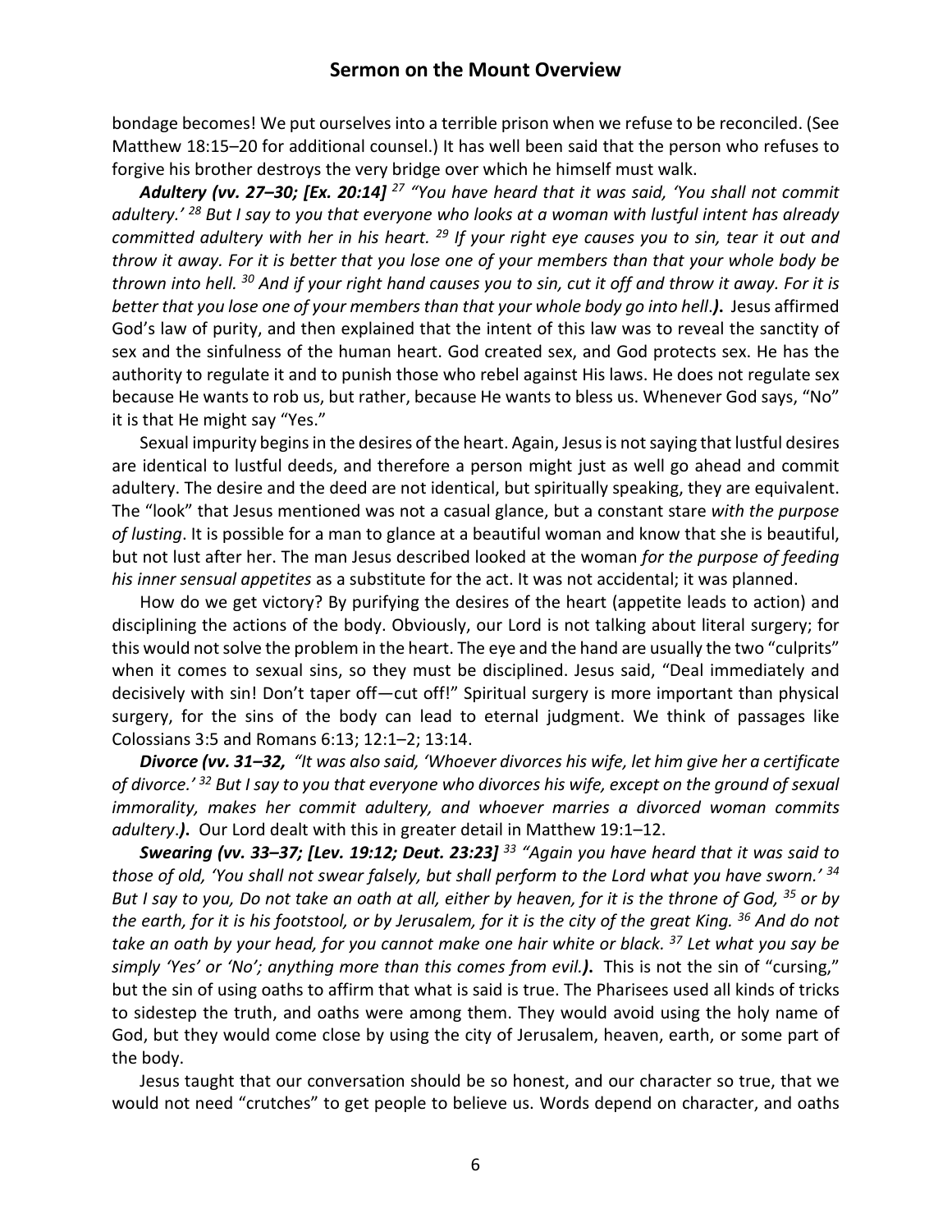bondage becomes! We put ourselves into a terrible prison when we refuse to be reconciled. (See Matthew 18:15–20 for additional counsel.) It has well been said that the person who refuses to forgive his brother destroys the very bridge over which he himself must walk.

***Adultery (vv. 27–30; [Ex. 20:14]*** *27 "You have heard that it was said, 'You shall not commit adultery.' 28 But I say to you that everyone who looks at a woman with lustful intent has already committed adultery with her in his heart. 29 If your right eye causes you to sin, tear it out and throw it away. For it is better that you lose one of your members than that your whole body be thrown into hell. 30 And if your right hand causes you to sin, cut it off and throw it away. For it is better that you lose one of your members than that your whole body go into hell.**).*** Jesus affirmed God's law of purity, and then explained that the intent of this law was to reveal the sanctity of sex and the sinfulness of the human heart. God created sex, and God protects sex. He has the authority to regulate it and to punish those who rebel against His laws. He does not regulate sex because He wants to rob us, but rather, because He wants to bless us. Whenever God says, "No" it is that He might say "Yes."

Sexual impurity begins in the desires of the heart. Again, Jesus is not saying that lustful desires are identical to lustful deeds, and therefore a person might just as well go ahead and commit adultery. The desire and the deed are not identical, but spiritually speaking, they are equivalent. The "look" that Jesus mentioned was not a casual glance, but a constant stare *with the purpose of lusting*. It is possible for a man to glance at a beautiful woman and know that she is beautiful, but not lust after her. The man Jesus described looked at the woman *for the purpose of feeding his inner sensual appetites* as a substitute for the act. It was not accidental; it was planned.

How do we get victory? By purifying the desires of the heart (appetite leads to action) and disciplining the actions of the body. Obviously, our Lord is not talking about literal surgery; for this would not solve the problem in the heart. The eye and the hand are usually the two "culprits" when it comes to sexual sins, so they must be disciplined. Jesus said, "Deal immediately and decisively with sin! Don't taper off—cut off!" Spiritual surgery is more important than physical surgery, for the sins of the body can lead to eternal judgment. We think of passages like Colossians 3:5 and Romans 6:13; 12:1–2; 13:14.

***Divorce (vv. 31–32,*** *"It was also said, 'Whoever divorces his wife, let him give her a certificate of divorce.' 32 But I say to you that everyone who divorces his wife, except on the ground of sexual immorality, makes her commit adultery, and whoever marries a divorced woman commits adultery.**).*** Our Lord dealt with this in greater detail in Matthew 19:1–12.

***Swearing (vv. 33–37; [Lev. 19:12; Deut. 23:23]*** *33 "Again you have heard that it was said to those of old, 'You shall not swear falsely, but shall perform to the Lord what you have sworn.' 34 But I say to you, Do not take an oath at all, either by heaven, for it is the throne of God, 35 or by the earth, for it is his footstool, or by Jerusalem, for it is the city of the great King. 36 And do not take an oath by your head, for you cannot make one hair white or black. 37 Let what you say be simply 'Yes' or 'No'; anything more than this comes from evil.**).*** This is not the sin of "cursing," but the sin of using oaths to affirm that what is said is true. The Pharisees used all kinds of tricks to sidestep the truth, and oaths were among them. They would avoid using the holy name of God, but they would come close by using the city of Jerusalem, heaven, earth, or some part of the body.

Jesus taught that our conversation should be so honest, and our character so true, that we would not need "crutches" to get people to believe us. Words depend on character, and oaths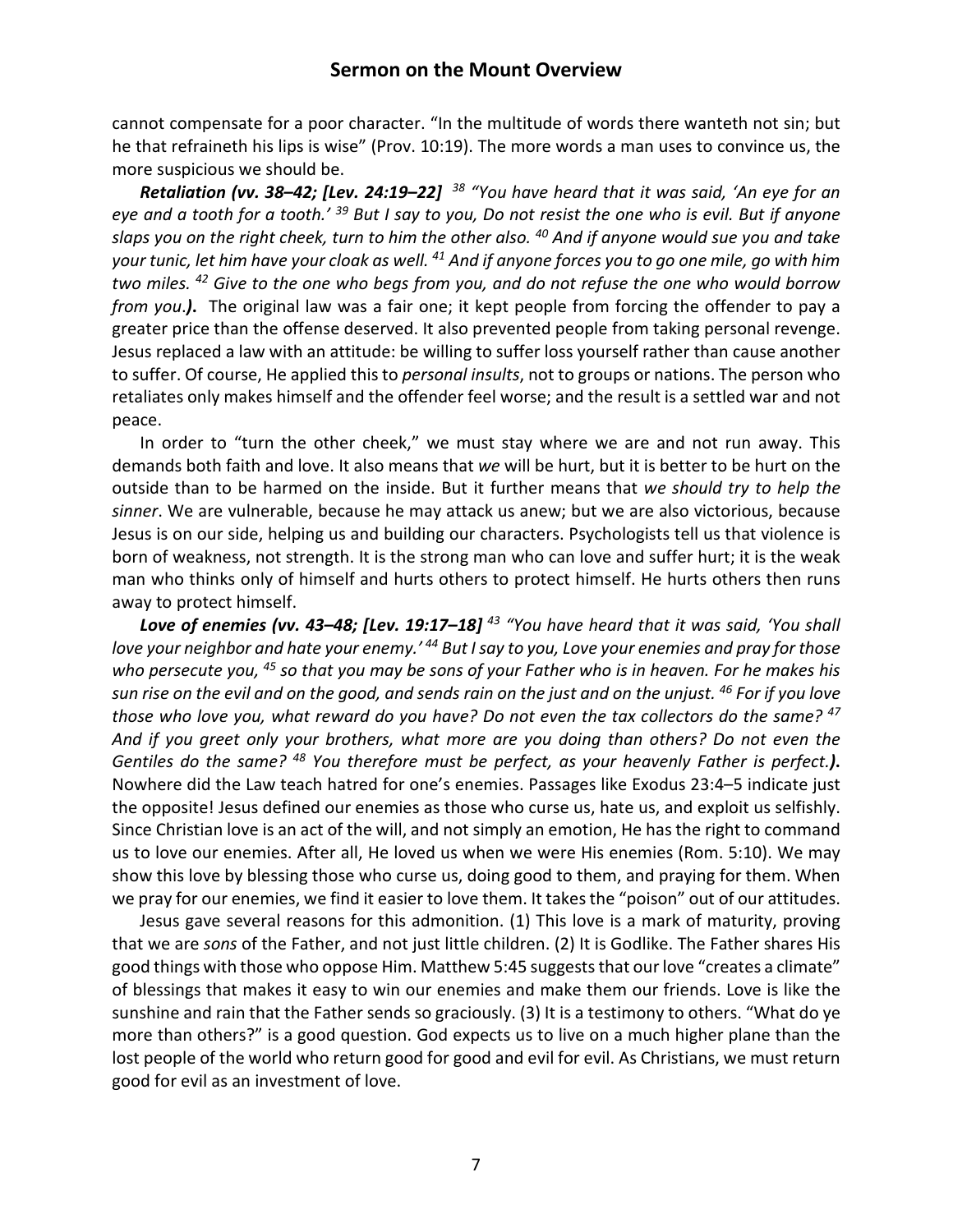cannot compensate for a poor character. "In the multitude of words there wanteth not sin; but he that refraineth his lips is wise" (Prov. 10:19). The more words a man uses to convince us, the more suspicious we should be.

***Retaliation (vv. 38–42; [Lev. 24:19–22]*** *[38] "You have heard that it was said, 'An eye for an eye and a tooth for a tooth.' [39] But I say to you, Do not resist the one who is evil. But if anyone slaps you on the right cheek, turn to him the other also. [40] And if anyone would sue you and take your tunic, let him have your cloak as well. [41] And if anyone forces you to go one mile, go with him two miles. [42] Give to the one who begs from you, and do not refuse the one who would borrow from you.**)**.* The original law was a fair one; it kept people from forcing the offender to pay a greater price than the offense deserved. It also prevented people from taking personal revenge. Jesus replaced a law with an attitude: be willing to suffer loss yourself rather than cause another to suffer. Of course, He applied this to *personal insults*, not to groups or nations. The person who retaliates only makes himself and the offender feel worse; and the result is a settled war and not peace.

In order to "turn the other cheek," we must stay where we are and not run away. This demands both faith and love. It also means that *we* will be hurt, but it is better to be hurt on the outside than to be harmed on the inside. But it further means that *we should try to help the sinner*. We are vulnerable, because he may attack us anew; but we are also victorious, because Jesus is on our side, helping us and building our characters. Psychologists tell us that violence is born of weakness, not strength. It is the strong man who can love and suffer hurt; it is the weak man who thinks only of himself and hurts others to protect himself. He hurts others then runs away to protect himself.

***Love of enemies (vv. 43–48; [Lev. 19:17–18]*** *[43] "You have heard that it was said, 'You shall love your neighbor and hate your enemy.' [44] But I say to you, Love your enemies and pray for those who persecute you, [45] so that you may be sons of your Father who is in heaven. For he makes his sun rise on the evil and on the good, and sends rain on the just and on the unjust. [46] For if you love those who love you, what reward do you have? Do not even the tax collectors do the same? [47] And if you greet only your brothers, what more are you doing than others? Do not even the Gentiles do the same? [48] You therefore must be perfect, as your heavenly Father is perfect.**)**.* Nowhere did the Law teach hatred for one's enemies. Passages like Exodus 23:4–5 indicate just the opposite! Jesus defined our enemies as those who curse us, hate us, and exploit us selfishly. Since Christian love is an act of the will, and not simply an emotion, He has the right to command us to love our enemies. After all, He loved us when we were His enemies (Rom. 5:10). We may show this love by blessing those who curse us, doing good to them, and praying for them. When we pray for our enemies, we find it easier to love them. It takes the "poison" out of our attitudes.

Jesus gave several reasons for this admonition. (1) This love is a mark of maturity, proving that we are *sons* of the Father, and not just little children. (2) It is Godlike. The Father shares His good things with those who oppose Him. Matthew 5:45 suggests that our love "creates a climate" of blessings that makes it easy to win our enemies and make them our friends. Love is like the sunshine and rain that the Father sends so graciously. (3) It is a testimony to others. "What do ye more than others?" is a good question. God expects us to live on a much higher plane than the lost people of the world who return good for good and evil for evil. As Christians, we must return good for evil as an investment of love.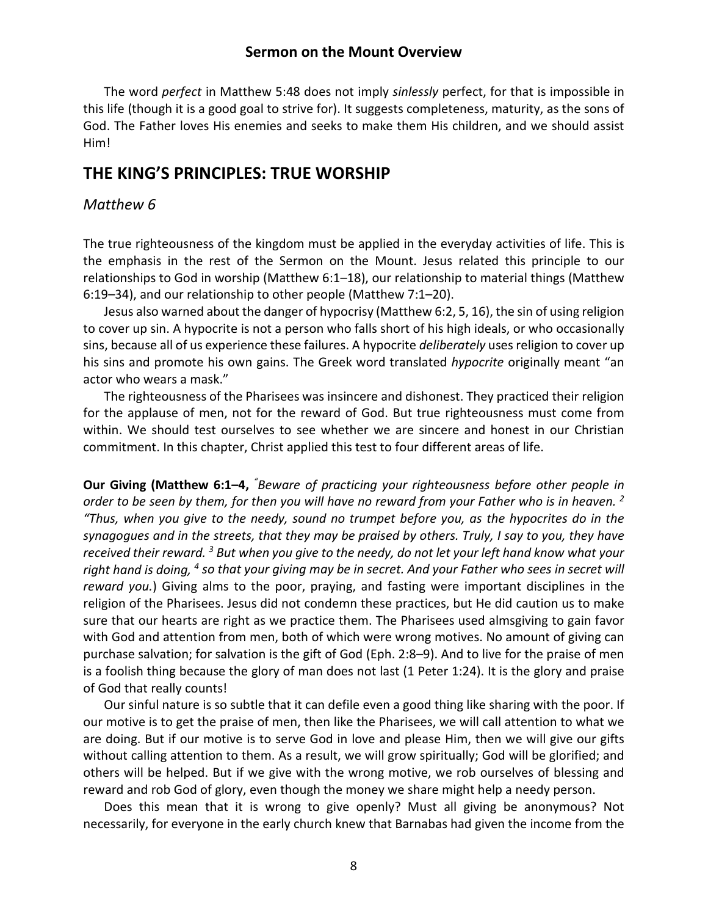The word *perfect* in Matthew 5:48 does not imply *sinlessly* perfect, for that is impossible in this life (though it is a good goal to strive for). It suggests completeness, maturity, as the sons of God. The Father loves His enemies and seeks to make them His children, and we should assist Him!

## THE KING'S PRINCIPLES: TRUE WORSHIP

### *Matthew 6*

The true righteousness of the kingdom must be applied in the everyday activities of life. This is the emphasis in the rest of the Sermon on the Mount. Jesus related this principle to our relationships to God in worship (Matthew 6:1–18), our relationship to material things (Matthew 6:19–34), and our relationship to other people (Matthew 7:1–20).

Jesus also warned about the danger of hypocrisy (Matthew 6:2, 5, 16), the sin of using religion to cover up sin. A hypocrite is not a person who falls short of his high ideals, or who occasionally sins, because all of us experience these failures. A hypocrite *deliberately* uses religion to cover up his sins and promote his own gains. The Greek word translated *hypocrite* originally meant "an actor who wears a mask."

The righteousness of the Pharisees was insincere and dishonest. They practiced their religion for the applause of men, not for the reward of God. But true righteousness must come from within. We should test ourselves to see whether we are sincere and honest in our Christian commitment. In this chapter, Christ applied this test to four different areas of life.

**Our Giving (Matthew 6:1–4,** *"Beware of practicing your righteousness before other people in order to be seen by them, for then you will have no reward from your Father who is in heaven. [2] "Thus, when you give to the needy, sound no trumpet before you, as the hypocrites do in the synagogues and in the streets, that they may be praised by others. Truly, I say to you, they have received their reward. [3] But when you give to the needy, do not let your left hand know what your right hand is doing, [4] so that your giving may be in secret. And your Father who sees in secret will reward you.*) Giving alms to the poor, praying, and fasting were important disciplines in the religion of the Pharisees. Jesus did not condemn these practices, but He did caution us to make sure that our hearts are right as we practice them. The Pharisees used almsgiving to gain favor with God and attention from men, both of which were wrong motives. No amount of giving can purchase salvation; for salvation is the gift of God (Eph. 2:8–9). And to live for the praise of men is a foolish thing because the glory of man does not last (1 Peter 1:24). It is the glory and praise of God that really counts!

Our sinful nature is so subtle that it can defile even a good thing like sharing with the poor. If our motive is to get the praise of men, then like the Pharisees, we will call attention to what we are doing. But if our motive is to serve God in love and please Him, then we will give our gifts without calling attention to them. As a result, we will grow spiritually; God will be glorified; and others will be helped. But if we give with the wrong motive, we rob ourselves of blessing and reward and rob God of glory, even though the money we share might help a needy person.

Does this mean that it is wrong to give openly? Must all giving be anonymous? Not necessarily, for everyone in the early church knew that Barnabas had given the income from the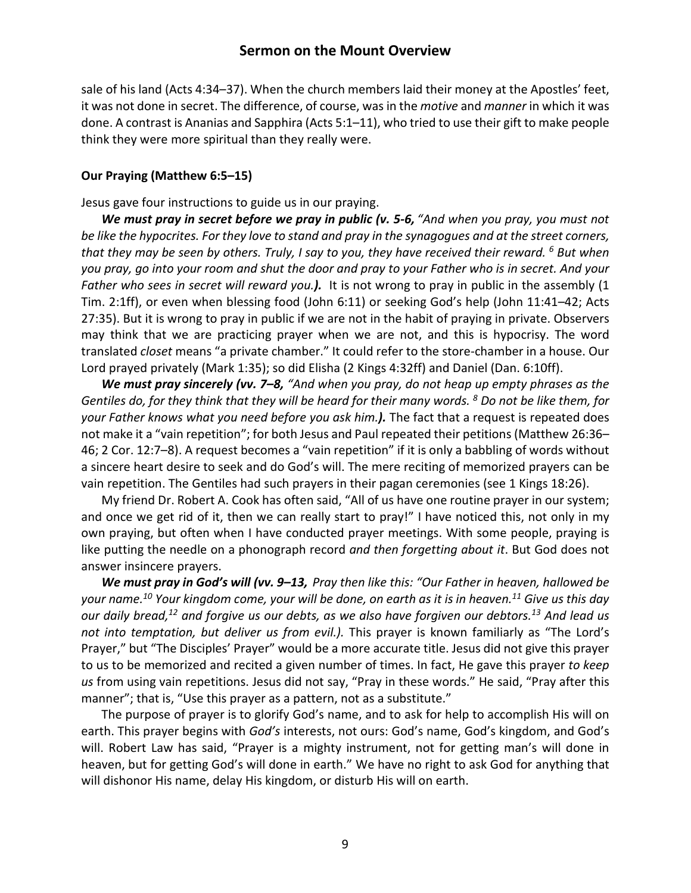sale of his land (Acts 4:34–37). When the church members laid their money at the Apostles' feet, it was not done in secret. The difference, of course, was in the *motive* and *manner* in which it was done. A contrast is Ananias and Sapphira (Acts 5:1–11), who tried to use their gift to make people think they were more spiritual than they really were.

**Our Praying (Matthew 6:5–15)**

Jesus gave four instructions to guide us in our praying.

***We must pray in secret before we pray in public (v. 5-6,*** *"And when you pray, you must not be like the hypocrites. For they love to stand and pray in the synagogues and at the street corners, that they may be seen by others. Truly, I say to you, they have received their reward. [6] But when you pray, go into your room and shut the door and pray to your Father who is in secret. And your Father who sees in secret will reward you.****).*** It is not wrong to pray in public in the assembly (1 Tim. 2:1ff), or even when blessing food (John 6:11) or seeking God's help (John 11:41–42; Acts 27:35). But it is wrong to pray in public if we are not in the habit of praying in private. Observers may think that we are practicing prayer when we are not, and this is hypocrisy. The word translated *closet* means "a private chamber." It could refer to the store-chamber in a house. Our Lord prayed privately (Mark 1:35); so did Elisha (2 Kings 4:32ff) and Daniel (Dan. 6:10ff).

***We must pray sincerely (vv. 7–8,*** *"And when you pray, do not heap up empty phrases as the Gentiles do, for they think that they will be heard for their many words. [8] Do not be like them, for your Father knows what you need before you ask him.****).*** The fact that a request is repeated does not make it a "vain repetition"; for both Jesus and Paul repeated their petitions (Matthew 26:36–46; 2 Cor. 12:7–8). A request becomes a "vain repetition" if it is only a babbling of words without a sincere heart desire to seek and do God's will. The mere reciting of memorized prayers can be vain repetition. The Gentiles had such prayers in their pagan ceremonies (see 1 Kings 18:26).

My friend Dr. Robert A. Cook has often said, "All of us have one routine prayer in our system; and once we get rid of it, then we can really start to pray!" I have noticed this, not only in my own praying, but often when I have conducted prayer meetings. With some people, praying is like putting the needle on a phonograph record *and then forgetting about it*. But God does not answer insincere prayers.

***We must pray in God's will (vv. 9–13,*** *Pray then like this: "Our Father in heaven, hallowed be your name.[10] Your kingdom come, your will be done, on earth as it is in heaven.[11] Give us this day our daily bread,[12] and forgive us our debts, as we also have forgiven our debtors.[13] And lead us not into temptation, but deliver us from evil.).* This prayer is known familiarly as "The Lord's Prayer," but "The Disciples' Prayer" would be a more accurate title. Jesus did not give this prayer to us to be memorized and recited a given number of times. In fact, He gave this prayer *to keep us* from using vain repetitions. Jesus did not say, "Pray in these words." He said, "Pray after this manner"; that is, "Use this prayer as a pattern, not as a substitute."

The purpose of prayer is to glorify God's name, and to ask for help to accomplish His will on earth. This prayer begins with *God's* interests, not ours: God's name, God's kingdom, and God's will. Robert Law has said, "Prayer is a mighty instrument, not for getting man's will done in heaven, but for getting God's will done in earth." We have no right to ask God for anything that will dishonor His name, delay His kingdom, or disturb His will on earth.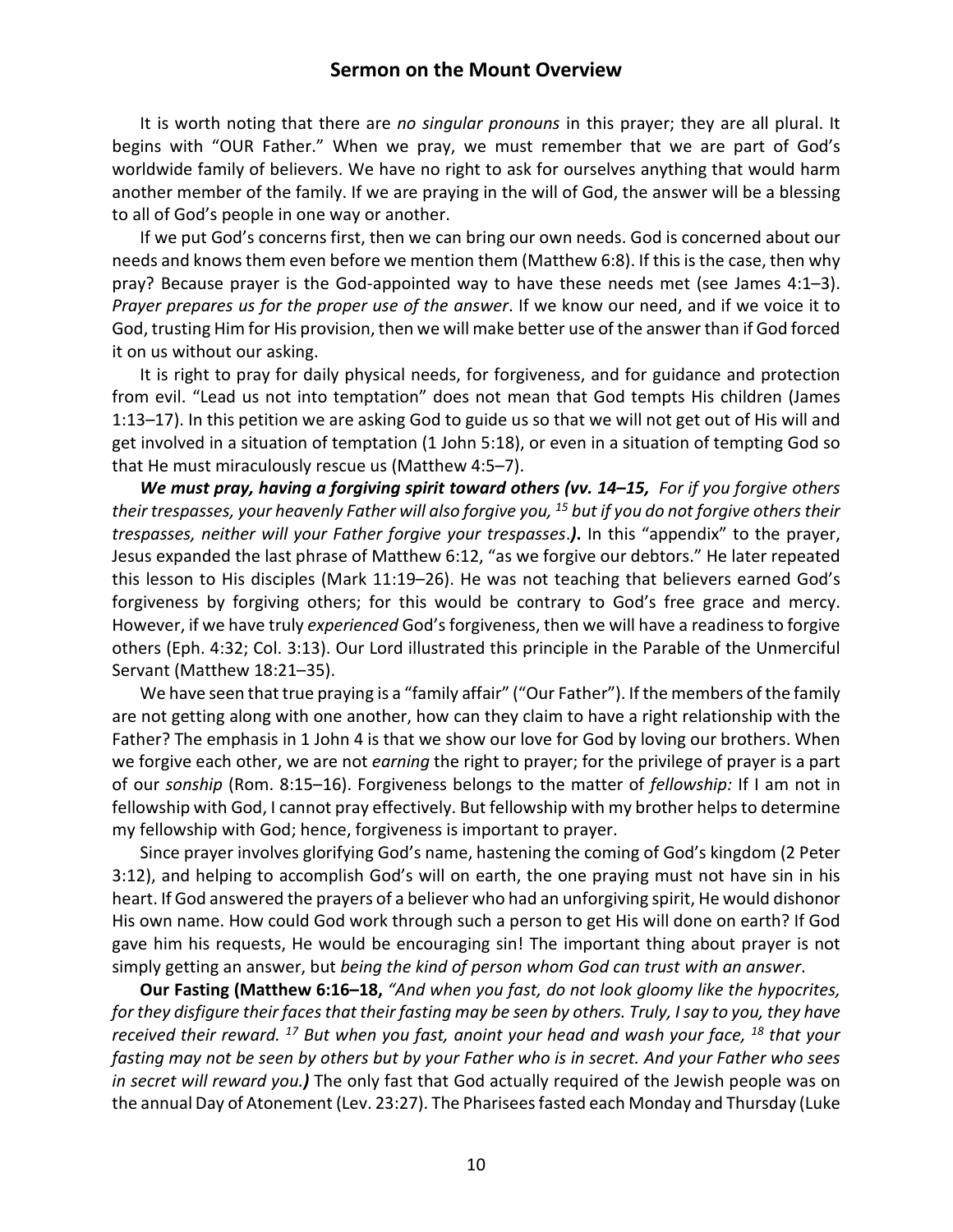It is worth noting that there are *no singular pronouns* in this prayer; they are all plural. It begins with "OUR Father." When we pray, we must remember that we are part of God's worldwide family of believers. We have no right to ask for ourselves anything that would harm another member of the family. If we are praying in the will of God, the answer will be a blessing to all of God's people in one way or another.

If we put God's concerns first, then we can bring our own needs. God is concerned about our needs and knows them even before we mention them (Matthew 6:8). If this is the case, then why pray? Because prayer is the God-appointed way to have these needs met (see James 4:1–3). *Prayer prepares us for the proper use of the answer*. If we know our need, and if we voice it to God, trusting Him for His provision, then we will make better use of the answer than if God forced it on us without our asking.

It is right to pray for daily physical needs, for forgiveness, and for guidance and protection from evil. "Lead us not into temptation" does not mean that God tempts His children (James 1:13–17). In this petition we are asking God to guide us so that we will not get out of His will and get involved in a situation of temptation (1 John 5:18), or even in a situation of tempting God so that He must miraculously rescue us (Matthew 4:5–7).

***We must pray, having a forgiving spirit toward others (vv. 14–15,*** *For if you forgive others their trespasses, your heavenly Father will also forgive you, [15] but if you do not forgive others their trespasses, neither will your Father forgive your trespasses.****)***. In this "appendix" to the prayer, Jesus expanded the last phrase of Matthew 6:12, "as we forgive our debtors." He later repeated this lesson to His disciples (Mark 11:19–26). He was not teaching that believers earned God's forgiveness by forgiving others; for this would be contrary to God's free grace and mercy. However, if we have truly *experienced* God's forgiveness, then we will have a readiness to forgive others (Eph. 4:32; Col. 3:13). Our Lord illustrated this principle in the Parable of the Unmerciful Servant (Matthew 18:21–35).

We have seen that true praying is a "family affair" ("Our Father"). If the members of the family are not getting along with one another, how can they claim to have a right relationship with the Father? The emphasis in 1 John 4 is that we show our love for God by loving our brothers. When we forgive each other, we are not *earning* the right to prayer; for the privilege of prayer is a part of our *sonship* (Rom. 8:15–16). Forgiveness belongs to the matter of *fellowship:* If I am not in fellowship with God, I cannot pray effectively. But fellowship with my brother helps to determine my fellowship with God; hence, forgiveness is important to prayer.

Since prayer involves glorifying God's name, hastening the coming of God's kingdom (2 Peter 3:12), and helping to accomplish God's will on earth, the one praying must not have sin in his heart. If God answered the prayers of a believer who had an unforgiving spirit, He would dishonor His own name. How could God work through such a person to get His will done on earth? If God gave him his requests, He would be encouraging sin! The important thing about prayer is not simply getting an answer, but *being the kind of person whom God can trust with an answer*.

**Our Fasting (Matthew 6:16–18,** *"And when you fast, do not look gloomy like the hypocrites, for they disfigure their faces that their fasting may be seen by others. Truly, I say to you, they have received their reward. [17] But when you fast, anoint your head and wash your face, [18] that your fasting may not be seen by others but by your Father who is in secret. And your Father who sees in secret will reward you.****)*** The only fast that God actually required of the Jewish people was on the annual Day of Atonement (Lev. 23:27). The Pharisees fasted each Monday and Thursday (Luke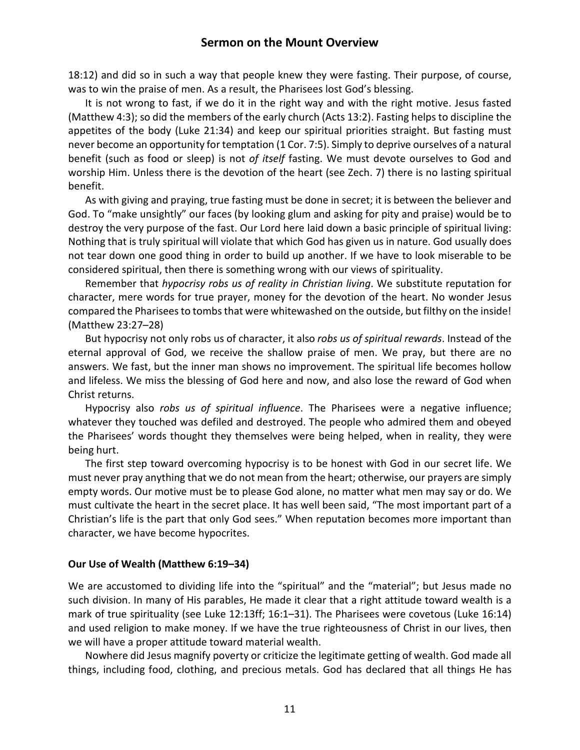18:12) and did so in such a way that people knew they were fasting. Their purpose, of course, was to win the praise of men. As a result, the Pharisees lost God's blessing.

It is not wrong to fast, if we do it in the right way and with the right motive. Jesus fasted (Matthew 4:3); so did the members of the early church (Acts 13:2). Fasting helps to discipline the appetites of the body (Luke 21:34) and keep our spiritual priorities straight. But fasting must never become an opportunity for temptation (1 Cor. 7:5). Simply to deprive ourselves of a natural benefit (such as food or sleep) is not *of itself* fasting. We must devote ourselves to God and worship Him. Unless there is the devotion of the heart (see Zech. 7) there is no lasting spiritual benefit.

As with giving and praying, true fasting must be done in secret; it is between the believer and God. To "make unsightly" our faces (by looking glum and asking for pity and praise) would be to destroy the very purpose of the fast. Our Lord here laid down a basic principle of spiritual living: Nothing that is truly spiritual will violate that which God has given us in nature. God usually does not tear down one good thing in order to build up another. If we have to look miserable to be considered spiritual, then there is something wrong with our views of spirituality.

Remember that *hypocrisy robs us of reality in Christian living*. We substitute reputation for character, mere words for true prayer, money for the devotion of the heart. No wonder Jesus compared the Pharisees to tombs that were whitewashed on the outside, but filthy on the inside! (Matthew 23:27–28)

But hypocrisy not only robs us of character, it also *robs us of spiritual rewards*. Instead of the eternal approval of God, we receive the shallow praise of men. We pray, but there are no answers. We fast, but the inner man shows no improvement. The spiritual life becomes hollow and lifeless. We miss the blessing of God here and now, and also lose the reward of God when Christ returns.

Hypocrisy also *robs us of spiritual influence*. The Pharisees were a negative influence; whatever they touched was defiled and destroyed. The people who admired them and obeyed the Pharisees' words thought they themselves were being helped, when in reality, they were being hurt.

The first step toward overcoming hypocrisy is to be honest with God in our secret life. We must never pray anything that we do not mean from the heart; otherwise, our prayers are simply empty words. Our motive must be to please God alone, no matter what men may say or do. We must cultivate the heart in the secret place. It has well been said, "The most important part of a Christian's life is the part that only God sees." When reputation becomes more important than character, we have become hypocrites.

### Our Use of Wealth (Matthew 6:19–34)

We are accustomed to dividing life into the "spiritual" and the "material"; but Jesus made no such division. In many of His parables, He made it clear that a right attitude toward wealth is a mark of true spirituality (see Luke 12:13ff; 16:1–31). The Pharisees were covetous (Luke 16:14) and used religion to make money. If we have the true righteousness of Christ in our lives, then we will have a proper attitude toward material wealth.

Nowhere did Jesus magnify poverty or criticize the legitimate getting of wealth. God made all things, including food, clothing, and precious metals. God has declared that all things He has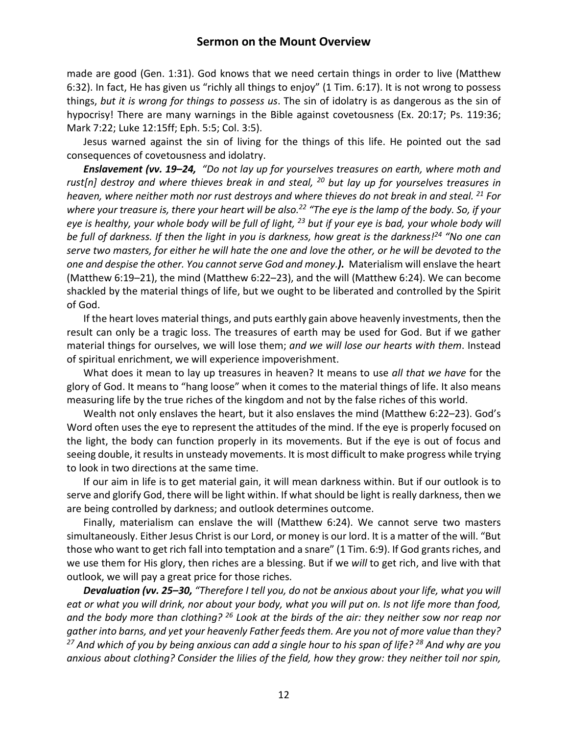made are good (Gen. 1:31). God knows that we need certain things in order to live (Matthew 6:32). In fact, He has given us "richly all things to enjoy" (1 Tim. 6:17). It is not wrong to possess things, *but it is wrong for things to possess us*. The sin of idolatry is as dangerous as the sin of hypocrisy! There are many warnings in the Bible against covetousness (Ex. 20:17; Ps. 119:36; Mark 7:22; Luke 12:15ff; Eph. 5:5; Col. 3:5).

Jesus warned against the sin of living for the things of this life. He pointed out the sad consequences of covetousness and idolatry.

***Enslavement (vv. 19–24,*** *"Do not lay up for yourselves treasures on earth, where moth and rust[n] destroy and where thieves break in and steal, [20] but lay up for yourselves treasures in heaven, where neither moth nor rust destroys and where thieves do not break in and steal. [21] For where your treasure is, there your heart will be also.[22] "The eye is the lamp of the body. So, if your eye is healthy, your whole body will be full of light, [23] but if your eye is bad, your whole body will be full of darkness. If then the light in you is darkness, how great is the darkness![24] "No one can serve two masters, for either he will hate the one and love the other, or he will be devoted to the one and despise the other. You cannot serve God and money.****).*** Materialism will enslave the heart (Matthew 6:19–21), the mind (Matthew 6:22–23), and the will (Matthew 6:24). We can become shackled by the material things of life, but we ought to be liberated and controlled by the Spirit of God.

If the heart loves material things, and puts earthly gain above heavenly investments, then the result can only be a tragic loss. The treasures of earth may be used for God. But if we gather material things for ourselves, we will lose them; *and we will lose our hearts with them*. Instead of spiritual enrichment, we will experience impoverishment.

What does it mean to lay up treasures in heaven? It means to use *all that we have* for the glory of God. It means to "hang loose" when it comes to the material things of life. It also means measuring life by the true riches of the kingdom and not by the false riches of this world.

Wealth not only enslaves the heart, but it also enslaves the mind (Matthew 6:22–23). God's Word often uses the eye to represent the attitudes of the mind. If the eye is properly focused on the light, the body can function properly in its movements. But if the eye is out of focus and seeing double, it results in unsteady movements. It is most difficult to make progress while trying to look in two directions at the same time.

If our aim in life is to get material gain, it will mean darkness within. But if our outlook is to serve and glorify God, there will be light within. If what should be light is really darkness, then we are being controlled by darkness; and outlook determines outcome.

Finally, materialism can enslave the will (Matthew 6:24). We cannot serve two masters simultaneously. Either Jesus Christ is our Lord, or money is our lord. It is a matter of the will. "But those who want to get rich fall into temptation and a snare" (1 Tim. 6:9). If God grants riches, and we use them for His glory, then riches are a blessing. But if we *will* to get rich, and live with that outlook, we will pay a great price for those riches.

***Devaluation (vv. 25–30,*** *"Therefore I tell you, do not be anxious about your life, what you will eat or what you will drink, nor about your body, what you will put on. Is not life more than food, and the body more than clothing? [26] Look at the birds of the air: they neither sow nor reap nor gather into barns, and yet your heavenly Father feeds them. Are you not of more value than they? [27] And which of you by being anxious can add a single hour to his span of life? [28] And why are you anxious about clothing? Consider the lilies of the field, how they grow: they neither toil nor spin,*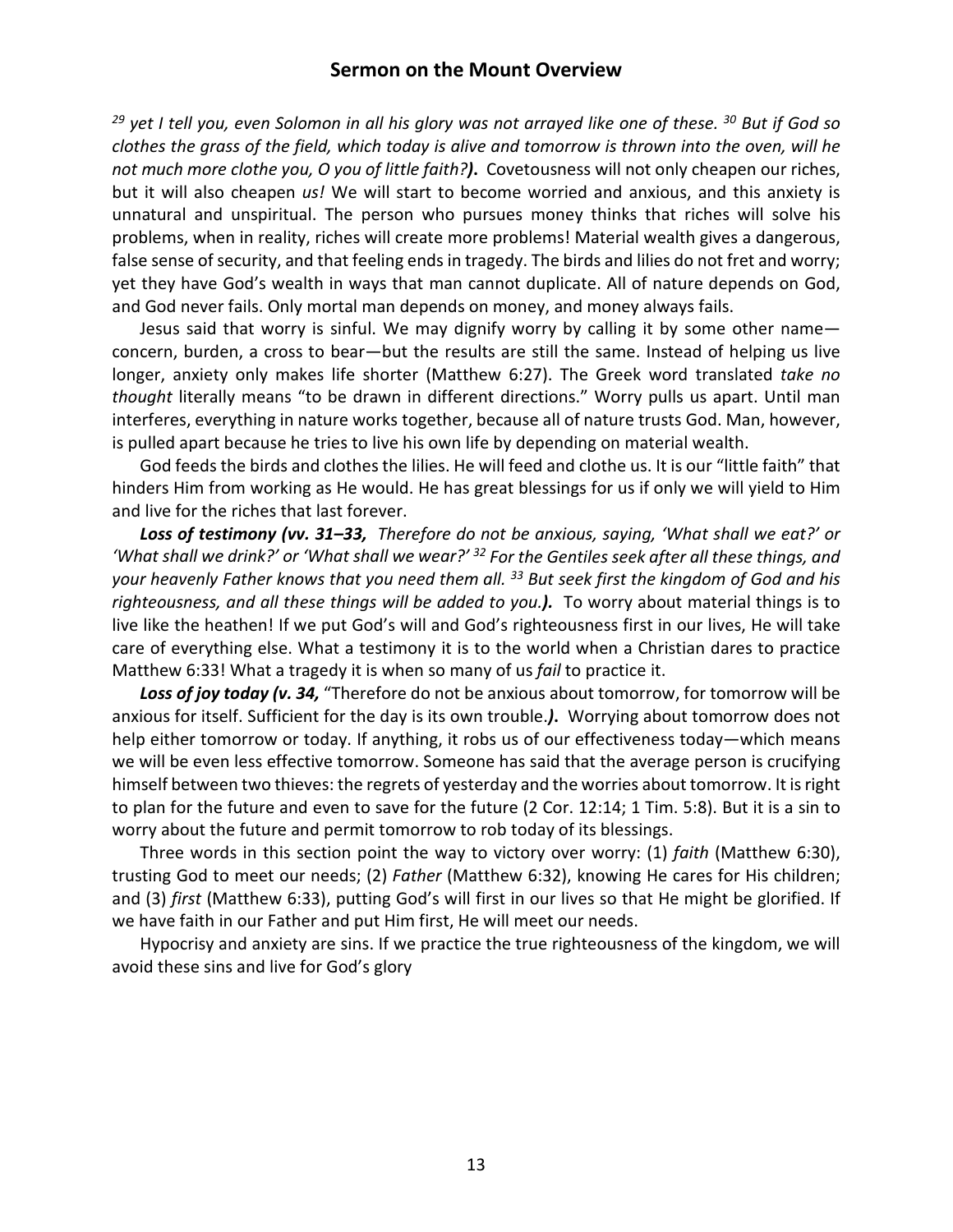*[29] yet I tell you, even Solomon in all his glory was not arrayed like one of these. [30] But if God so clothes the grass of the field, which today is alive and tomorrow is thrown into the oven, will he not much more clothe you, O you of little faith?)***.** Covetousness will not only cheapen our riches, but it will also cheapen *us!* We will start to become worried and anxious, and this anxiety is unnatural and unspiritual. The person who pursues money thinks that riches will solve his problems, when in reality, riches will create more problems! Material wealth gives a dangerous, false sense of security, and that feeling ends in tragedy. The birds and lilies do not fret and worry; yet they have God's wealth in ways that man cannot duplicate. All of nature depends on God, and God never fails. Only mortal man depends on money, and money always fails.

Jesus said that worry is sinful. We may dignify worry by calling it by some other name—concern, burden, a cross to bear—but the results are still the same. Instead of helping us live longer, anxiety only makes life shorter (Matthew 6:27). The Greek word translated *take no thought* literally means "to be drawn in different directions." Worry pulls us apart. Until man interferes, everything in nature works together, because all of nature trusts God. Man, however, is pulled apart because he tries to live his own life by depending on material wealth.

God feeds the birds and clothes the lilies. He will feed and clothe us. It is our "little faith" that hinders Him from working as He would. He has great blessings for us if only we will yield to Him and live for the riches that last forever.

***Loss of testimony (vv. 31–33,*** *Therefore do not be anxious, saying, 'What shall we eat?' or 'What shall we drink?' or 'What shall we wear?' [32] For the Gentiles seek after all these things, and your heavenly Father knows that you need them all. [33] But seek first the kingdom of God and his righteousness, and all these things will be added to you.)***.** To worry about material things is to live like the heathen! If we put God's will and God's righteousness first in our lives, He will take care of everything else. What a testimony it is to the world when a Christian dares to practice Matthew 6:33! What a tragedy it is when so many of us *fail* to practice it.

***Loss of joy today (v. 34,*** "Therefore do not be anxious about tomorrow, for tomorrow will be anxious for itself. Sufficient for the day is its own trouble.***).*** Worrying about tomorrow does not help either tomorrow or today. If anything, it robs us of our effectiveness today—which means we will be even less effective tomorrow. Someone has said that the average person is crucifying himself between two thieves: the regrets of yesterday and the worries about tomorrow. It is right to plan for the future and even to save for the future (2 Cor. 12:14; 1 Tim. 5:8). But it is a sin to worry about the future and permit tomorrow to rob today of its blessings.

Three words in this section point the way to victory over worry: (1) *faith* (Matthew 6:30), trusting God to meet our needs; (2) *Father* (Matthew 6:32), knowing He cares for His children; and (3) *first* (Matthew 6:33), putting God's will first in our lives so that He might be glorified. If we have faith in our Father and put Him first, He will meet our needs.

Hypocrisy and anxiety are sins. If we practice the true righteousness of the kingdom, we will avoid these sins and live for God's glory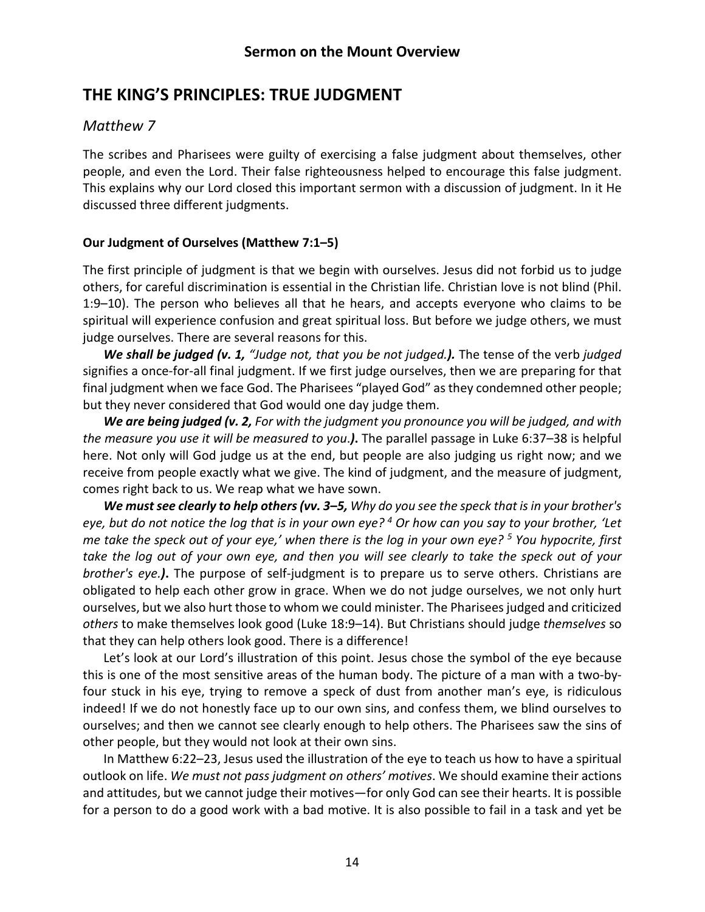## THE KING'S PRINCIPLES: TRUE JUDGMENT

### *Matthew 7*

The scribes and Pharisees were guilty of exercising a false judgment about themselves, other people, and even the Lord. Their false righteousness helped to encourage this false judgment. This explains why our Lord closed this important sermon with a discussion of judgment. In it He discussed three different judgments.

#### Our Judgment of Ourselves (Matthew 7:1–5)

The first principle of judgment is that we begin with ourselves. Jesus did not forbid us to judge others, for careful discrimination is essential in the Christian life. Christian love is not blind (Phil. 1:9–10). The person who believes all that he hears, and accepts everyone who claims to be spiritual will experience confusion and great spiritual loss. But before we judge others, we must judge ourselves. There are several reasons for this.

***We shall be judged (v. 1,*** *"Judge not, that you be not judged.**)**.* The tense of the verb *judged* signifies a once-for-all final judgment. If we first judge ourselves, then we are preparing for that final judgment when we face God. The Pharisees "played God" as they condemned other people; but they never considered that God would one day judge them.

***We are being judged (v. 2,*** *For with the judgment you pronounce you will be judged, and with the measure you use it will be measured to you.**)**.* The parallel passage in Luke 6:37–38 is helpful here. Not only will God judge us at the end, but people are also judging us right now; and we receive from people exactly what we give. The kind of judgment, and the measure of judgment, comes right back to us. We reap what we have sown.

***We must see clearly to help others (vv. 3–5,*** *Why do you see the speck that is in your brother's eye, but do not notice the log that is in your own eye? [4] Or how can you say to your brother, 'Let me take the speck out of your eye,' when there is the log in your own eye? [5] You hypocrite, first take the log out of your own eye, and then you will see clearly to take the speck out of your brother's eye.**)**.* The purpose of self-judgment is to prepare us to serve others. Christians are obligated to help each other grow in grace. When we do not judge ourselves, we not only hurt ourselves, but we also hurt those to whom we could minister. The Pharisees judged and criticized *others* to make themselves look good (Luke 18:9–14). But Christians should judge *themselves* so that they can help others look good. There is a difference!

Let's look at our Lord's illustration of this point. Jesus chose the symbol of the eye because this is one of the most sensitive areas of the human body. The picture of a man with a two-by-four stuck in his eye, trying to remove a speck of dust from another man's eye, is ridiculous indeed! If we do not honestly face up to our own sins, and confess them, we blind ourselves to ourselves; and then we cannot see clearly enough to help others. The Pharisees saw the sins of other people, but they would not look at their own sins.

In Matthew 6:22–23, Jesus used the illustration of the eye to teach us how to have a spiritual outlook on life. *We must not pass judgment on others' motives*. We should examine their actions and attitudes, but we cannot judge their motives—for only God can see their hearts. It is possible for a person to do a good work with a bad motive. It is also possible to fail in a task and yet be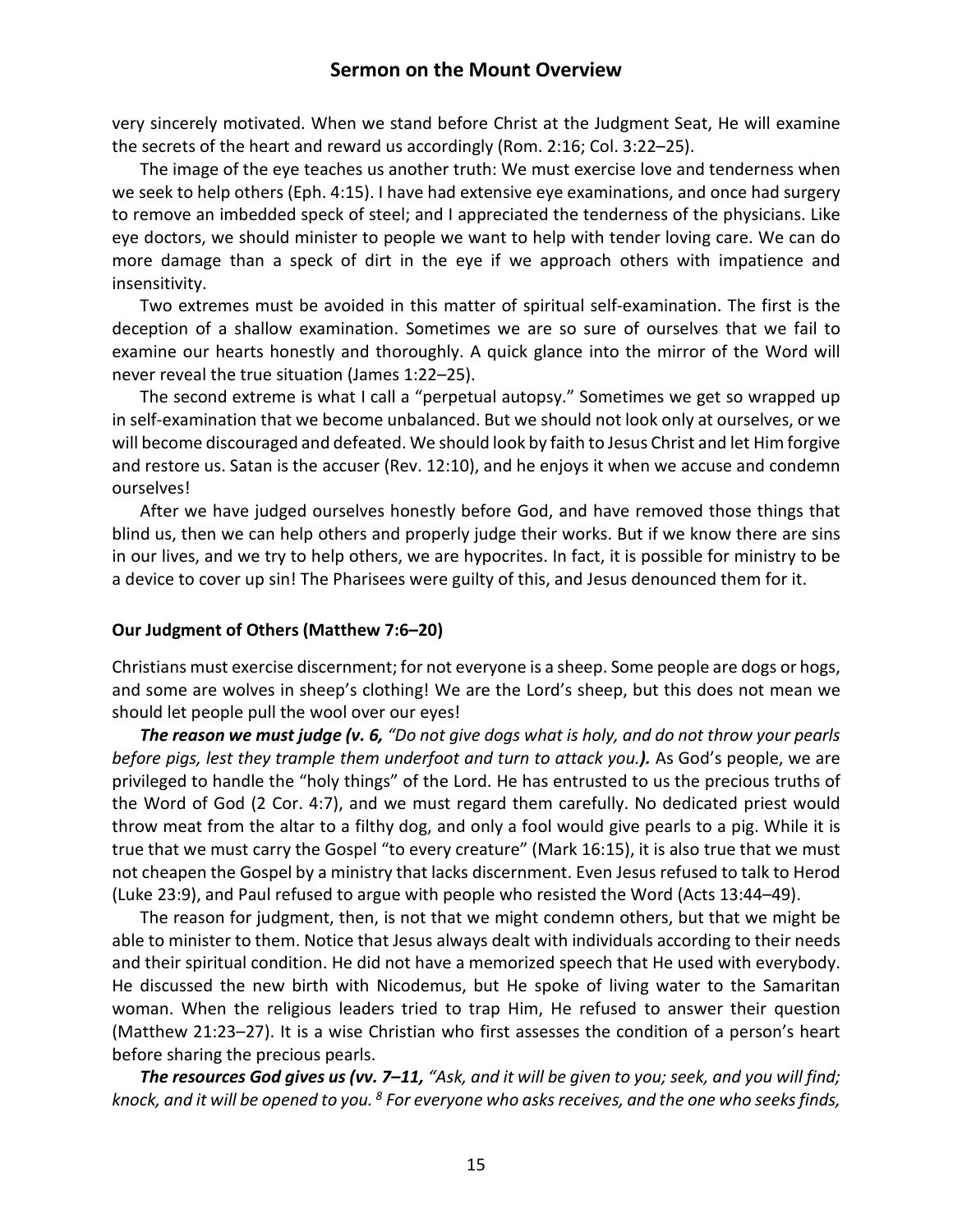very sincerely motivated. When we stand before Christ at the Judgment Seat, He will examine the secrets of the heart and reward us accordingly (Rom. 2:16; Col. 3:22–25).

The image of the eye teaches us another truth: We must exercise love and tenderness when we seek to help others (Eph. 4:15). I have had extensive eye examinations, and once had surgery to remove an imbedded speck of steel; and I appreciated the tenderness of the physicians. Like eye doctors, we should minister to people we want to help with tender loving care. We can do more damage than a speck of dirt in the eye if we approach others with impatience and insensitivity.

Two extremes must be avoided in this matter of spiritual self-examination. The first is the deception of a shallow examination. Sometimes we are so sure of ourselves that we fail to examine our hearts honestly and thoroughly. A quick glance into the mirror of the Word will never reveal the true situation (James 1:22–25).

The second extreme is what I call a "perpetual autopsy." Sometimes we get so wrapped up in self-examination that we become unbalanced. But we should not look only at ourselves, or we will become discouraged and defeated. We should look by faith to Jesus Christ and let Him forgive and restore us. Satan is the accuser (Rev. 12:10), and he enjoys it when we accuse and condemn ourselves!

After we have judged ourselves honestly before God, and have removed those things that blind us, then we can help others and properly judge their works. But if we know there are sins in our lives, and we try to help others, we are hypocrites. In fact, it is possible for ministry to be a device to cover up sin! The Pharisees were guilty of this, and Jesus denounced them for it.

**Our Judgment of Others (Matthew 7:6–20)**

Christians must exercise discernment; for not everyone is a sheep. Some people are dogs or hogs, and some are wolves in sheep's clothing! We are the Lord's sheep, but this does not mean we should let people pull the wool over our eyes!

***The reason we must judge (v. 6,** "Do not give dogs what is holy, and do not throw your pearls before pigs, lest they trample them underfoot and turn to attack you.**).*** As God's people, we are privileged to handle the "holy things" of the Lord. He has entrusted to us the precious truths of the Word of God (2 Cor. 4:7), and we must regard them carefully. No dedicated priest would throw meat from the altar to a filthy dog, and only a fool would give pearls to a pig. While it is true that we must carry the Gospel "to every creature" (Mark 16:15), it is also true that we must not cheapen the Gospel by a ministry that lacks discernment. Even Jesus refused to talk to Herod (Luke 23:9), and Paul refused to argue with people who resisted the Word (Acts 13:44–49).

The reason for judgment, then, is not that we might condemn others, but that we might be able to minister to them. Notice that Jesus always dealt with individuals according to their needs and their spiritual condition. He did not have a memorized speech that He used with everybody. He discussed the new birth with Nicodemus, but He spoke of living water to the Samaritan woman. When the religious leaders tried to trap Him, He refused to answer their question (Matthew 21:23–27). It is a wise Christian who first assesses the condition of a person's heart before sharing the precious pearls.

***The resources God gives us (vv. 7–11,** "Ask, and it will be given to you; seek, and you will find; knock, and it will be opened to you. [8] For everyone who asks receives, and the one who seeks finds,*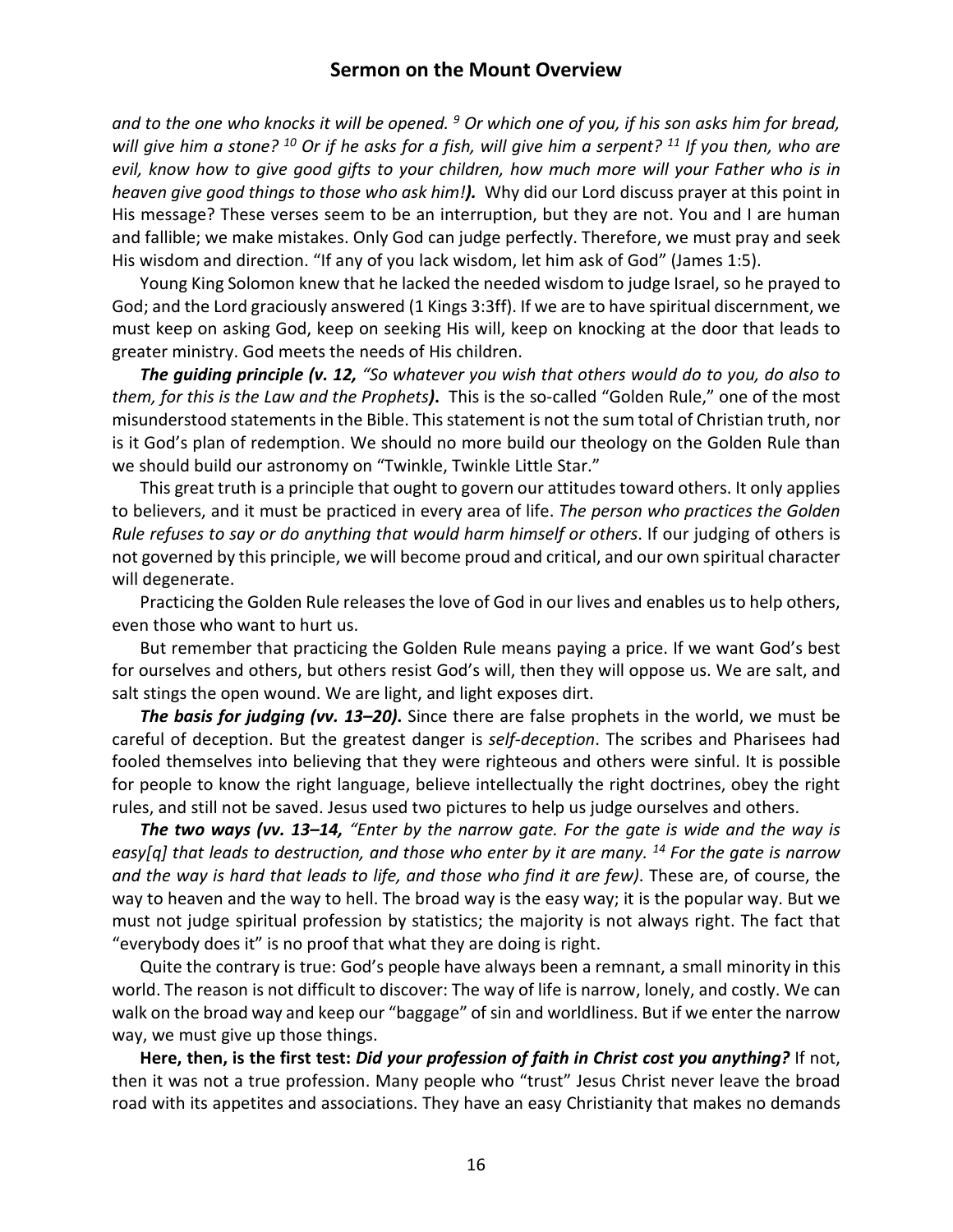*and to the one who knocks it will be opened. [9] Or which one of you, if his son asks him for bread, will give him a stone? [10] Or if he asks for a fish, will give him a serpent? [11] If you then, who are evil, know how to give good gifts to your children, how much more will your Father who is in heaven give good things to those who ask him!**).*** Why did our Lord discuss prayer at this point in His message? These verses seem to be an interruption, but they are not. You and I are human and fallible; we make mistakes. Only God can judge perfectly. Therefore, we must pray and seek His wisdom and direction. "If any of you lack wisdom, let him ask of God" (James 1:5).

Young King Solomon knew that he lacked the needed wisdom to judge Israel, so he prayed to God; and the Lord graciously answered (1 Kings 3:3ff). If we are to have spiritual discernment, we must keep on asking God, keep on seeking His will, keep on knocking at the door that leads to greater ministry. God meets the needs of His children.

***The guiding principle (v. 12,*** *"So whatever you wish that others would do to you, do also to them, for this is the Law and the Prophets**)**.* This is the so-called "Golden Rule," one of the most misunderstood statements in the Bible. This statement is not the sum total of Christian truth, nor is it God's plan of redemption. We should no more build our theology on the Golden Rule than we should build our astronomy on "Twinkle, Twinkle Little Star."

This great truth is a principle that ought to govern our attitudes toward others. It only applies to believers, and it must be practiced in every area of life. *The person who practices the Golden Rule refuses to say or do anything that would harm himself or others*. If our judging of others is not governed by this principle, we will become proud and critical, and our own spiritual character will degenerate.

Practicing the Golden Rule releases the love of God in our lives and enables us to help others, even those who want to hurt us.

But remember that practicing the Golden Rule means paying a price. If we want God's best for ourselves and others, but others resist God's will, then they will oppose us. We are salt, and salt stings the open wound. We are light, and light exposes dirt.

***The basis for judging (vv. 13–20)*****.** Since there are false prophets in the world, we must be careful of deception. But the greatest danger is *self-deception*. The scribes and Pharisees had fooled themselves into believing that they were righteous and others were sinful. It is possible for people to know the right language, believe intellectually the right doctrines, obey the right rules, and still not be saved. Jesus used two pictures to help us judge ourselves and others.

***The two ways (vv. 13–14,*** *"Enter by the narrow gate. For the gate is wide and the way is easy[q] that leads to destruction, and those who enter by it are many. [14] For the gate is narrow and the way is hard that leads to life, and those who find it are few)*. These are, of course, the way to heaven and the way to hell. The broad way is the easy way; it is the popular way. But we must not judge spiritual profession by statistics; the majority is not always right. The fact that "everybody does it" is no proof that what they are doing is right.

Quite the contrary is true: God's people have always been a remnant, a small minority in this world. The reason is not difficult to discover: The way of life is narrow, lonely, and costly. We can walk on the broad way and keep our "baggage" of sin and worldliness. But if we enter the narrow way, we must give up those things.

**Here, then, is the first test: *Did your profession of faith in Christ cost you anything?*** If not, then it was not a true profession. Many people who "trust" Jesus Christ never leave the broad road with its appetites and associations. They have an easy Christianity that makes no demands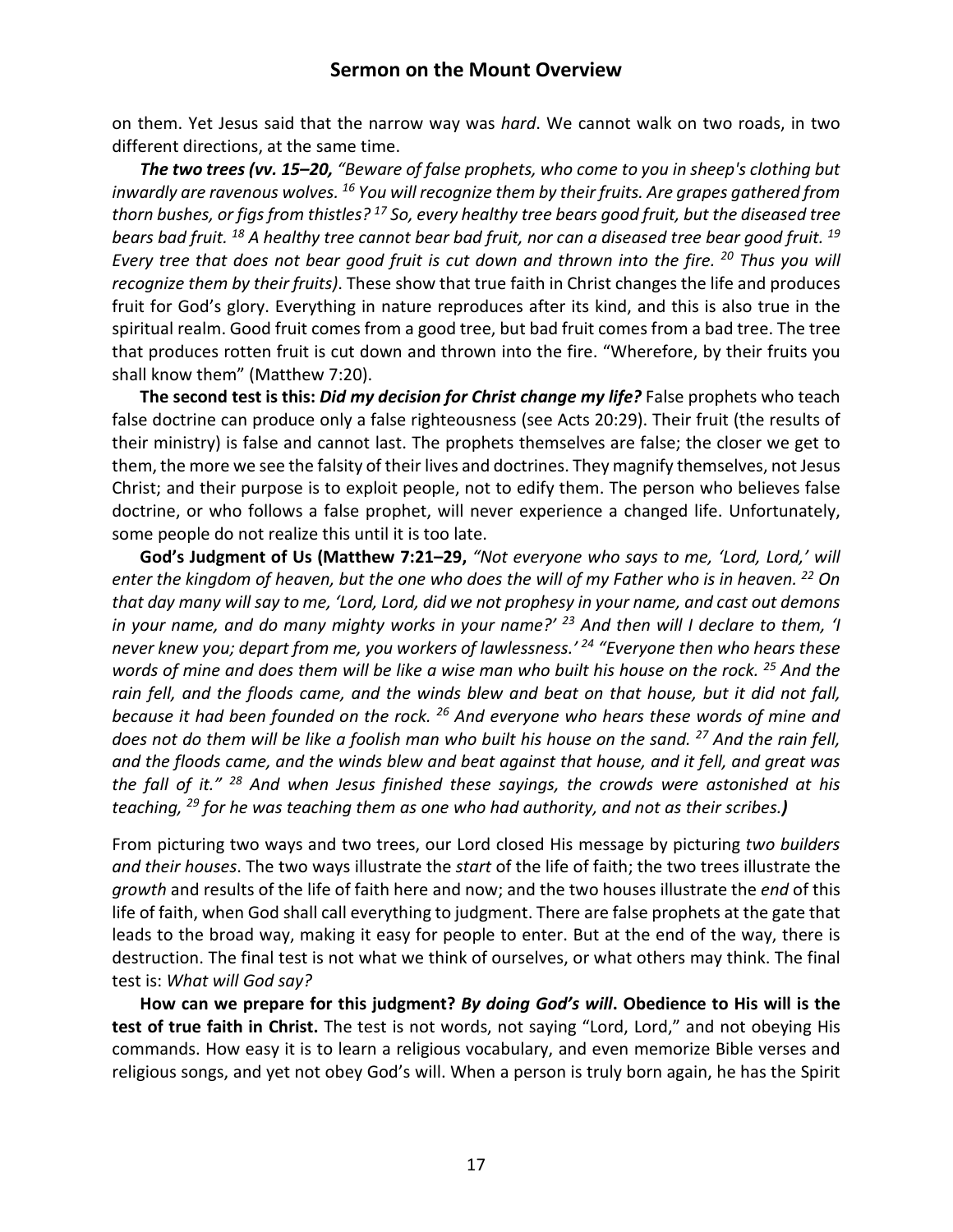on them. Yet Jesus said that the narrow way was *hard*. We cannot walk on two roads, in two different directions, at the same time.

***The two trees (vv. 15–20,*** *"Beware of false prophets, who come to you in sheep's clothing but inwardly are ravenous wolves. [16] You will recognize them by their fruits. Are grapes gathered from thorn bushes, or figs from thistles? [17] So, every healthy tree bears good fruit, but the diseased tree bears bad fruit. [18] A healthy tree cannot bear bad fruit, nor can a diseased tree bear good fruit. [19] Every tree that does not bear good fruit is cut down and thrown into the fire. [20] Thus you will recognize them by their fruits)*. These show that true faith in Christ changes the life and produces fruit for God's glory. Everything in nature reproduces after its kind, and this is also true in the spiritual realm. Good fruit comes from a good tree, but bad fruit comes from a bad tree. The tree that produces rotten fruit is cut down and thrown into the fire. "Wherefore, by their fruits you shall know them" (Matthew 7:20).

**The second test is this:** ***Did my decision for Christ change my life?*** False prophets who teach false doctrine can produce only a false righteousness (see Acts 20:29). Their fruit (the results of their ministry) is false and cannot last. The prophets themselves are false; the closer we get to them, the more we see the falsity of their lives and doctrines. They magnify themselves, not Jesus Christ; and their purpose is to exploit people, not to edify them. The person who believes false doctrine, or who follows a false prophet, will never experience a changed life. Unfortunately, some people do not realize this until it is too late.

**God's Judgment of Us (Matthew 7:21–29,** *"Not everyone who says to me, 'Lord, Lord,' will enter the kingdom of heaven, but the one who does the will of my Father who is in heaven. [22] On that day many will say to me, 'Lord, Lord, did we not prophesy in your name, and cast out demons in your name, and do many mighty works in your name?' [23] And then will I declare to them, 'I never knew you; depart from me, you workers of lawlessness.' [24] "Everyone then who hears these words of mine and does them will be like a wise man who built his house on the rock. [25] And the rain fell, and the floods came, and the winds blew and beat on that house, but it did not fall, because it had been founded on the rock. [26] And everyone who hears these words of mine and does not do them will be like a foolish man who built his house on the sand. [27] And the rain fell, and the floods came, and the winds blew and beat against that house, and it fell, and great was the fall of it." [28] And when Jesus finished these sayings, the crowds were astonished at his teaching, [29] for he was teaching them as one who had authority, and not as their scribes.****)***

From picturing two ways and two trees, our Lord closed His message by picturing *two builders and their houses*. The two ways illustrate the *start* of the life of faith; the two trees illustrate the *growth* and results of the life of faith here and now; and the two houses illustrate the *end* of this life of faith, when God shall call everything to judgment. There are false prophets at the gate that leads to the broad way, making it easy for people to enter. But at the end of the way, there is destruction. The final test is not what we think of ourselves, or what others may think. The final test is: *What will God say?*

**How can we prepare for this judgment?** ***By doing God's will*****. Obedience to His will is the test of true faith in Christ.** The test is not words, not saying "Lord, Lord," and not obeying His commands. How easy it is to learn a religious vocabulary, and even memorize Bible verses and religious songs, and yet not obey God's will. When a person is truly born again, he has the Spirit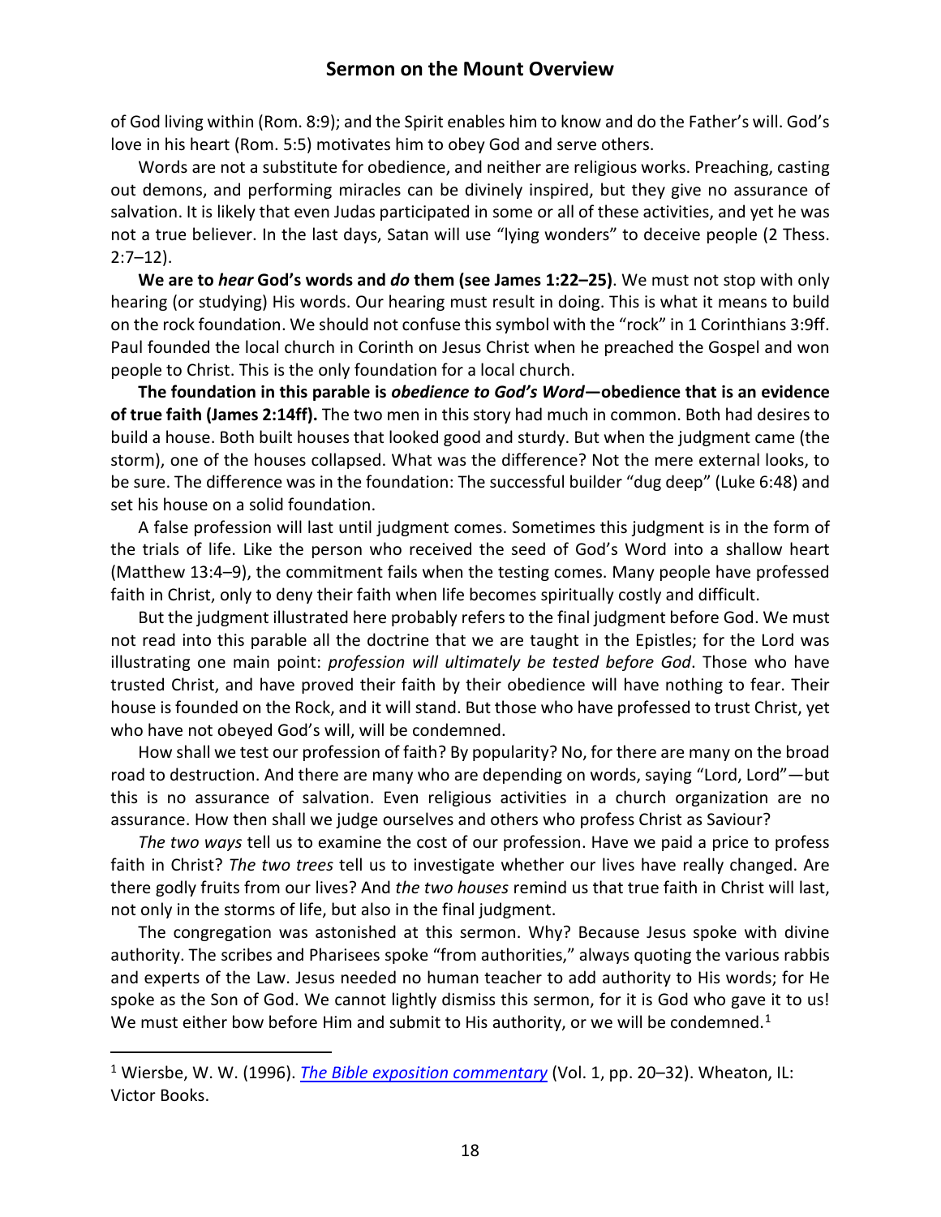of God living within (Rom. 8:9); and the Spirit enables him to know and do the Father's will. God's love in his heart (Rom. 5:5) motivates him to obey God and serve others.

Words are not a substitute for obedience, and neither are religious works. Preaching, casting out demons, and performing miracles can be divinely inspired, but they give no assurance of salvation. It is likely that even Judas participated in some or all of these activities, and yet he was not a true believer. In the last days, Satan will use "lying wonders" to deceive people (2 Thess. 2:7–12).

**We are to *hear* God's words and *do* them (see James 1:22–25)**. We must not stop with only hearing (or studying) His words. Our hearing must result in doing. This is what it means to build on the rock foundation. We should not confuse this symbol with the "rock" in 1 Corinthians 3:9ff. Paul founded the local church in Corinth on Jesus Christ when he preached the Gospel and won people to Christ. This is the only foundation for a local church.

**The foundation in this parable is *obedience to God's Word*—obedience that is an evidence of true faith (James 2:14ff).** The two men in this story had much in common. Both had desires to build a house. Both built houses that looked good and sturdy. But when the judgment came (the storm), one of the houses collapsed. What was the difference? Not the mere external looks, to be sure. The difference was in the foundation: The successful builder "dug deep" (Luke 6:48) and set his house on a solid foundation.

A false profession will last until judgment comes. Sometimes this judgment is in the form of the trials of life. Like the person who received the seed of God's Word into a shallow heart (Matthew 13:4–9), the commitment fails when the testing comes. Many people have professed faith in Christ, only to deny their faith when life becomes spiritually costly and difficult.

But the judgment illustrated here probably refers to the final judgment before God. We must not read into this parable all the doctrine that we are taught in the Epistles; for the Lord was illustrating one main point: *profession will ultimately be tested before God*. Those who have trusted Christ, and have proved their faith by their obedience will have nothing to fear. Their house is founded on the Rock, and it will stand. But those who have professed to trust Christ, yet who have not obeyed God's will, will be condemned.

How shall we test our profession of faith? By popularity? No, for there are many on the broad road to destruction. And there are many who are depending on words, saying "Lord, Lord"—but this is no assurance of salvation. Even religious activities in a church organization are no assurance. How then shall we judge ourselves and others who profess Christ as Saviour?

*The two ways* tell us to examine the cost of our profession. Have we paid a price to profess faith in Christ? *The two trees* tell us to investigate whether our lives have really changed. Are there godly fruits from our lives? And *the two houses* remind us that true faith in Christ will last, not only in the storms of life, but also in the final judgment.

The congregation was astonished at this sermon. Why? Because Jesus spoke with divine authority. The scribes and Pharisees spoke "from authorities," always quoting the various rabbis and experts of the Law. Jesus needed no human teacher to add authority to His words; for He spoke as the Son of God. We cannot lightly dismiss this sermon, for it is God who gave it to us! We must either bow before Him and submit to His authority, or we will be condemned.[1]

---

[1] Wiersbe, W. W. (1996). *The Bible exposition commentary* (Vol. 1, pp. 20–32). Wheaton, IL: Victor Books.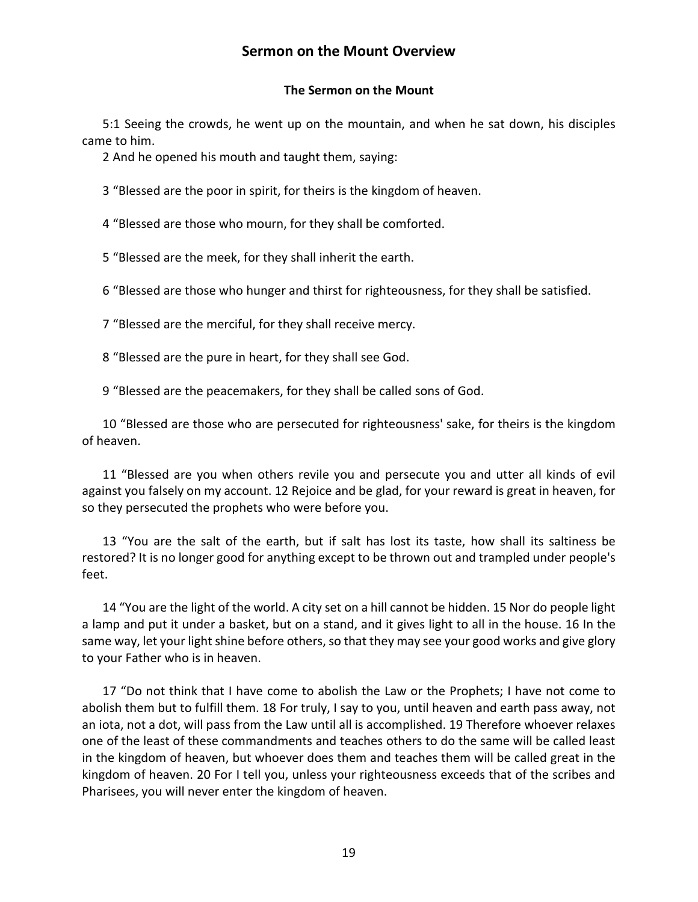## Sermon on the Mount Overview

### The Sermon on the Mount

5:1 Seeing the crowds, he went up on the mountain, and when he sat down, his disciples came to him.

2 And he opened his mouth and taught them, saying:

3 “Blessed are the poor in spirit, for theirs is the kingdom of heaven.

4 “Blessed are those who mourn, for they shall be comforted.

5 “Blessed are the meek, for they shall inherit the earth.

6 “Blessed are those who hunger and thirst for righteousness, for they shall be satisfied.

7 “Blessed are the merciful, for they shall receive mercy.

8 “Blessed are the pure in heart, for they shall see God.

9 “Blessed are the peacemakers, for they shall be called sons of God.

10 “Blessed are those who are persecuted for righteousness' sake, for theirs is the kingdom of heaven.

11 “Blessed are you when others revile you and persecute you and utter all kinds of evil against you falsely on my account. 12 Rejoice and be glad, for your reward is great in heaven, for so they persecuted the prophets who were before you.

13 “You are the salt of the earth, but if salt has lost its taste, how shall its saltiness be restored? It is no longer good for anything except to be thrown out and trampled under people's feet.

14 “You are the light of the world. A city set on a hill cannot be hidden. 15 Nor do people light a lamp and put it under a basket, but on a stand, and it gives light to all in the house. 16 In the same way, let your light shine before others, so that they may see your good works and give glory to your Father who is in heaven.

17 “Do not think that I have come to abolish the Law or the Prophets; I have not come to abolish them but to fulfill them. 18 For truly, I say to you, until heaven and earth pass away, not an iota, not a dot, will pass from the Law until all is accomplished. 19 Therefore whoever relaxes one of the least of these commandments and teaches others to do the same will be called least in the kingdom of heaven, but whoever does them and teaches them will be called great in the kingdom of heaven. 20 For I tell you, unless your righteousness exceeds that of the scribes and Pharisees, you will never enter the kingdom of heaven.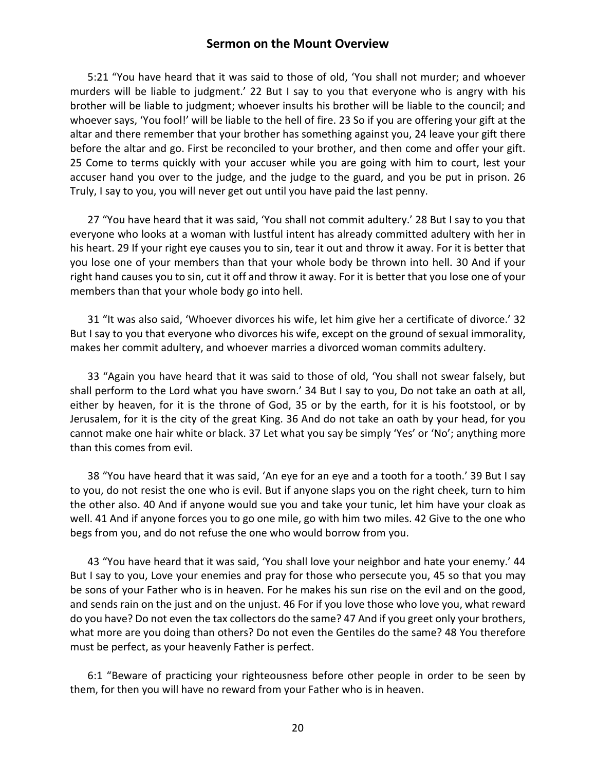5:21 “You have heard that it was said to those of old, ‘You shall not murder; and whoever murders will be liable to judgment.’ 22 But I say to you that everyone who is angry with his brother will be liable to judgment; whoever insults his brother will be liable to the council; and whoever says, ‘You fool!’ will be liable to the hell of fire. 23 So if you are offering your gift at the altar and there remember that your brother has something against you, 24 leave your gift there before the altar and go. First be reconciled to your brother, and then come and offer your gift. 25 Come to terms quickly with your accuser while you are going with him to court, lest your accuser hand you over to the judge, and the judge to the guard, and you be put in prison. 26 Truly, I say to you, you will never get out until you have paid the last penny.

27 “You have heard that it was said, ‘You shall not commit adultery.’ 28 But I say to you that everyone who looks at a woman with lustful intent has already committed adultery with her in his heart. 29 If your right eye causes you to sin, tear it out and throw it away. For it is better that you lose one of your members than that your whole body be thrown into hell. 30 And if your right hand causes you to sin, cut it off and throw it away. For it is better that you lose one of your members than that your whole body go into hell.

31 “It was also said, ‘Whoever divorces his wife, let him give her a certificate of divorce.’ 32 But I say to you that everyone who divorces his wife, except on the ground of sexual immorality, makes her commit adultery, and whoever marries a divorced woman commits adultery.

33 “Again you have heard that it was said to those of old, ‘You shall not swear falsely, but shall perform to the Lord what you have sworn.’ 34 But I say to you, Do not take an oath at all, either by heaven, for it is the throne of God, 35 or by the earth, for it is his footstool, or by Jerusalem, for it is the city of the great King. 36 And do not take an oath by your head, for you cannot make one hair white or black. 37 Let what you say be simply ‘Yes’ or ‘No’; anything more than this comes from evil.

38 “You have heard that it was said, ‘An eye for an eye and a tooth for a tooth.’ 39 But I say to you, do not resist the one who is evil. But if anyone slaps you on the right cheek, turn to him the other also. 40 And if anyone would sue you and take your tunic, let him have your cloak as well. 41 And if anyone forces you to go one mile, go with him two miles. 42 Give to the one who begs from you, and do not refuse the one who would borrow from you.

43 “You have heard that it was said, ‘You shall love your neighbor and hate your enemy.’ 44 But I say to you, Love your enemies and pray for those who persecute you, 45 so that you may be sons of your Father who is in heaven. For he makes his sun rise on the evil and on the good, and sends rain on the just and on the unjust. 46 For if you love those who love you, what reward do you have? Do not even the tax collectors do the same? 47 And if you greet only your brothers, what more are you doing than others? Do not even the Gentiles do the same? 48 You therefore must be perfect, as your heavenly Father is perfect.

6:1 “Beware of practicing your righteousness before other people in order to be seen by them, for then you will have no reward from your Father who is in heaven.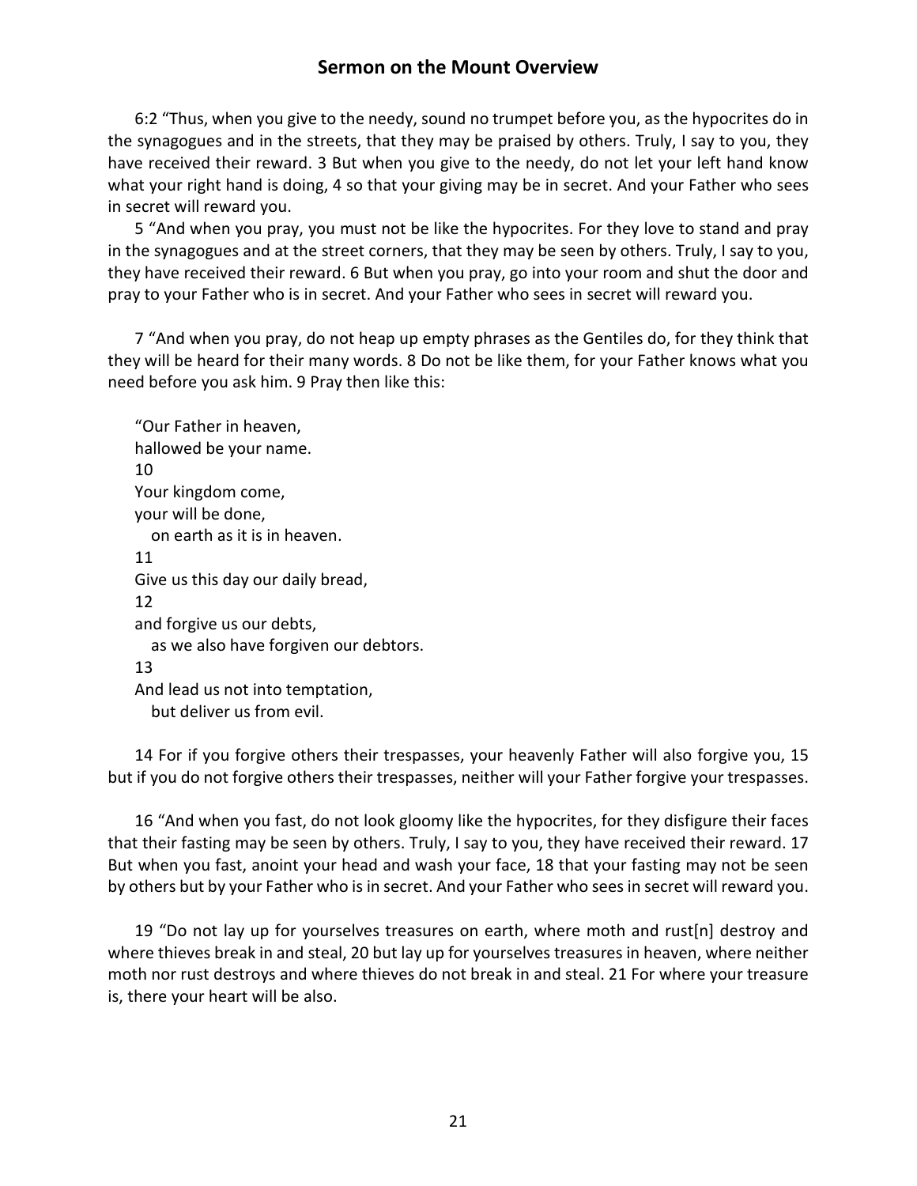6:2 “Thus, when you give to the needy, sound no trumpet before you, as the hypocrites do in the synagogues and in the streets, that they may be praised by others. Truly, I say to you, they have received their reward. 3 But when you give to the needy, do not let your left hand know what your right hand is doing, 4 so that your giving may be in secret. And your Father who sees in secret will reward you.

5 “And when you pray, you must not be like the hypocrites. For they love to stand and pray in the synagogues and at the street corners, that they may be seen by others. Truly, I say to you, they have received their reward. 6 But when you pray, go into your room and shut the door and pray to your Father who is in secret. And your Father who sees in secret will reward you.

7 “And when you pray, do not heap up empty phrases as the Gentiles do, for they think that they will be heard for their many words. 8 Do not be like them, for your Father knows what you need before you ask him. 9 Pray then like this:

“Our Father in heaven,  
hallowed be your name.  
10  
Your kingdom come,  
your will be done,  
  on earth as it is in heaven.  
11  
Give us this day our daily bread,  
12  
and forgive us our debts,  
  as we also have forgiven our debtors.  
13  
And lead us not into temptation,  
  but deliver us from evil.

14 For if you forgive others their trespasses, your heavenly Father will also forgive you, 15 but if you do not forgive others their trespasses, neither will your Father forgive your trespasses.

16 “And when you fast, do not look gloomy like the hypocrites, for they disfigure their faces that their fasting may be seen by others. Truly, I say to you, they have received their reward. 17 But when you fast, anoint your head and wash your face, 18 that your fasting may not be seen by others but by your Father who is in secret. And your Father who sees in secret will reward you.

19 “Do not lay up for yourselves treasures on earth, where moth and rust[n] destroy and where thieves break in and steal, 20 but lay up for yourselves treasures in heaven, where neither moth nor rust destroys and where thieves do not break in and steal. 21 For where your treasure is, there your heart will be also.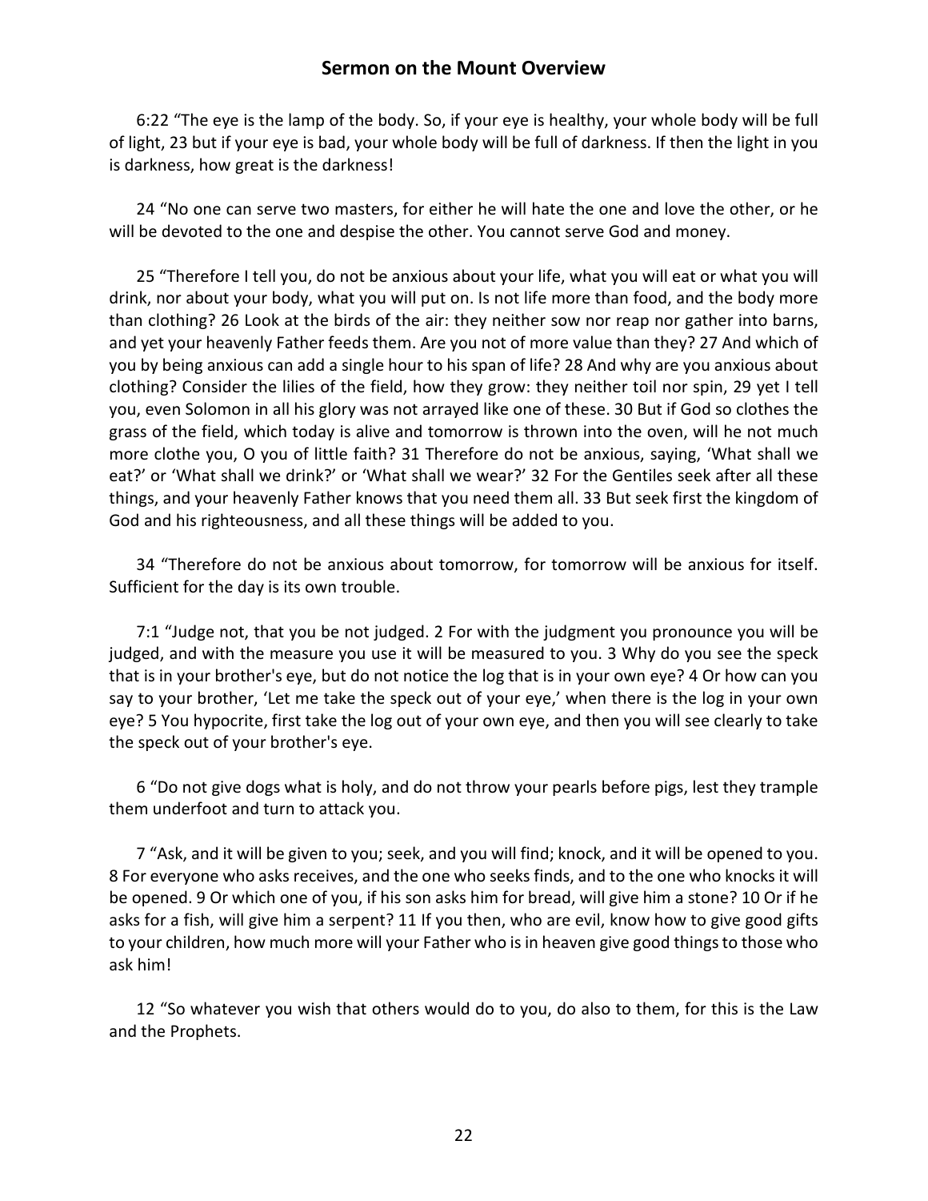6:22 “The eye is the lamp of the body. So, if your eye is healthy, your whole body will be full of light, 23 but if your eye is bad, your whole body will be full of darkness. If then the light in you is darkness, how great is the darkness!

24 “No one can serve two masters, for either he will hate the one and love the other, or he will be devoted to the one and despise the other. You cannot serve God and money.

25 “Therefore I tell you, do not be anxious about your life, what you will eat or what you will drink, nor about your body, what you will put on. Is not life more than food, and the body more than clothing? 26 Look at the birds of the air: they neither sow nor reap nor gather into barns, and yet your heavenly Father feeds them. Are you not of more value than they? 27 And which of you by being anxious can add a single hour to his span of life? 28 And why are you anxious about clothing? Consider the lilies of the field, how they grow: they neither toil nor spin, 29 yet I tell you, even Solomon in all his glory was not arrayed like one of these. 30 But if God so clothes the grass of the field, which today is alive and tomorrow is thrown into the oven, will he not much more clothe you, O you of little faith? 31 Therefore do not be anxious, saying, ‘What shall we eat?’ or ‘What shall we drink?’ or ‘What shall we wear?’ 32 For the Gentiles seek after all these things, and your heavenly Father knows that you need them all. 33 But seek first the kingdom of God and his righteousness, and all these things will be added to you.

34 “Therefore do not be anxious about tomorrow, for tomorrow will be anxious for itself. Sufficient for the day is its own trouble.

7:1 “Judge not, that you be not judged. 2 For with the judgment you pronounce you will be judged, and with the measure you use it will be measured to you. 3 Why do you see the speck that is in your brother's eye, but do not notice the log that is in your own eye? 4 Or how can you say to your brother, ‘Let me take the speck out of your eye,’ when there is the log in your own eye? 5 You hypocrite, first take the log out of your own eye, and then you will see clearly to take the speck out of your brother's eye.

6 “Do not give dogs what is holy, and do not throw your pearls before pigs, lest they trample them underfoot and turn to attack you.

7 “Ask, and it will be given to you; seek, and you will find; knock, and it will be opened to you. 8 For everyone who asks receives, and the one who seeks finds, and to the one who knocks it will be opened. 9 Or which one of you, if his son asks him for bread, will give him a stone? 10 Or if he asks for a fish, will give him a serpent? 11 If you then, who are evil, know how to give good gifts to your children, how much more will your Father who is in heaven give good things to those who ask him!

12 “So whatever you wish that others would do to you, do also to them, for this is the Law and the Prophets.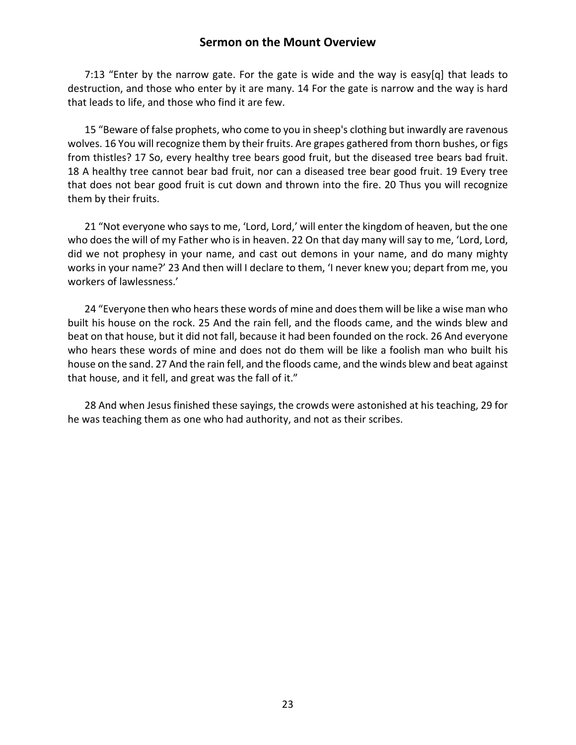7:13 “Enter by the narrow gate. For the gate is wide and the way is easy[q] that leads to destruction, and those who enter by it are many. 14 For the gate is narrow and the way is hard that leads to life, and those who find it are few.

15 “Beware of false prophets, who come to you in sheep's clothing but inwardly are ravenous wolves. 16 You will recognize them by their fruits. Are grapes gathered from thorn bushes, or figs from thistles? 17 So, every healthy tree bears good fruit, but the diseased tree bears bad fruit. 18 A healthy tree cannot bear bad fruit, nor can a diseased tree bear good fruit. 19 Every tree that does not bear good fruit is cut down and thrown into the fire. 20 Thus you will recognize them by their fruits.

21 “Not everyone who says to me, ‘Lord, Lord,’ will enter the kingdom of heaven, but the one who does the will of my Father who is in heaven. 22 On that day many will say to me, ‘Lord, Lord, did we not prophesy in your name, and cast out demons in your name, and do many mighty works in your name?’ 23 And then will I declare to them, ‘I never knew you; depart from me, you workers of lawlessness.’

24 “Everyone then who hears these words of mine and does them will be like a wise man who built his house on the rock. 25 And the rain fell, and the floods came, and the winds blew and beat on that house, but it did not fall, because it had been founded on the rock. 26 And everyone who hears these words of mine and does not do them will be like a foolish man who built his house on the sand. 27 And the rain fell, and the floods came, and the winds blew and beat against that house, and it fell, and great was the fall of it.”

28 And when Jesus finished these sayings, the crowds were astonished at his teaching, 29 for he was teaching them as one who had authority, and not as their scribes.